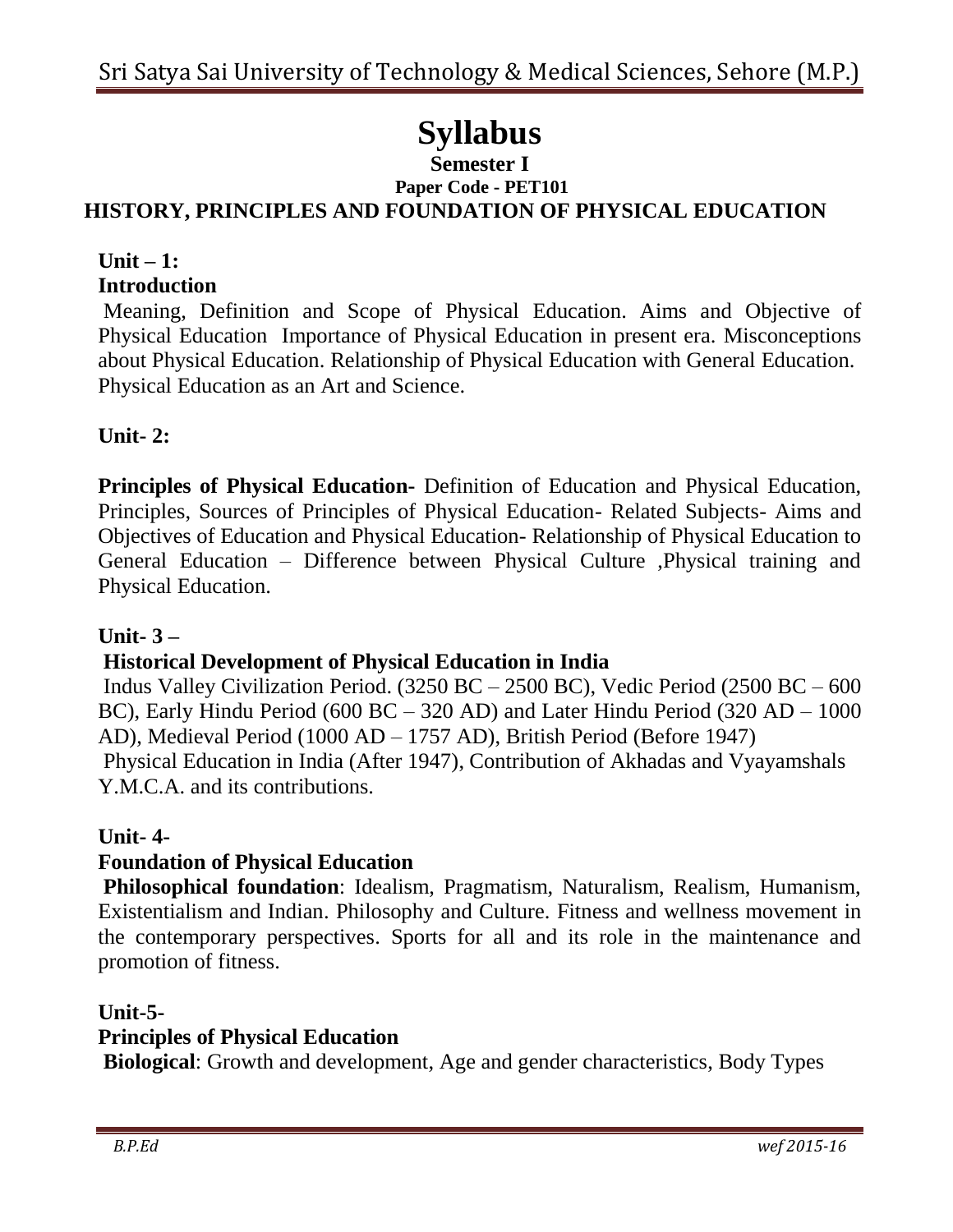# Syllabus

**Semester I**

**Paper Code - PET101**

## HISTORY, PRINCIPLES AND FOUNDATION OF PHYSICAL EDUCATION

**Unit – 1:**

**Introduction**

Meaning, Definition and Scope of Physical Education. Aims and Objective of Physical Education Importance of Physical Education in present era. Misconceptions about Physical Education. Relationship of Physical Education with General Education. Physical Education as an Art and Science.

**Unit- 2:**

**Principles of Physical Education-** Definition of Education and Physical Education, Principles, Sources of Principles of Physical Education- Related Subjects- Aims and Objectives of Education and Physical Education- Relationship of Physical Education to General Education – Difference between Physical Culture ,Physical training and Physical Education.

**Unit- 3 –**

**Historical Development of Physical Education in India**

Indus Valley Civilization Period. (3250 BC – 2500 BC), Vedic Period (2500 BC – 600 BC), Early Hindu Period (600 BC – 320 AD) and Later Hindu Period (320 AD – 1000 AD), Medieval Period (1000 AD – 1757 AD), British Period (Before 1947)

Physical Education in India (After 1947), Contribution of Akhadas and Vyayamshals Y.M.C.A. and its contributions.

**Unit- 4-**

**Foundation of Physical Education**

**Philosophical foundation**: Idealism, Pragmatism, Naturalism, Realism, Humanism, Existentialism and Indian. Philosophy and Culture. Fitness and wellness movement in the contemporary perspectives. Sports for all and its role in the maintenance and promotion of fitness.

**Unit-5-**

**Principles of Physical Education**

**Biological**: Growth and development, Age and gender characteristics, Body Types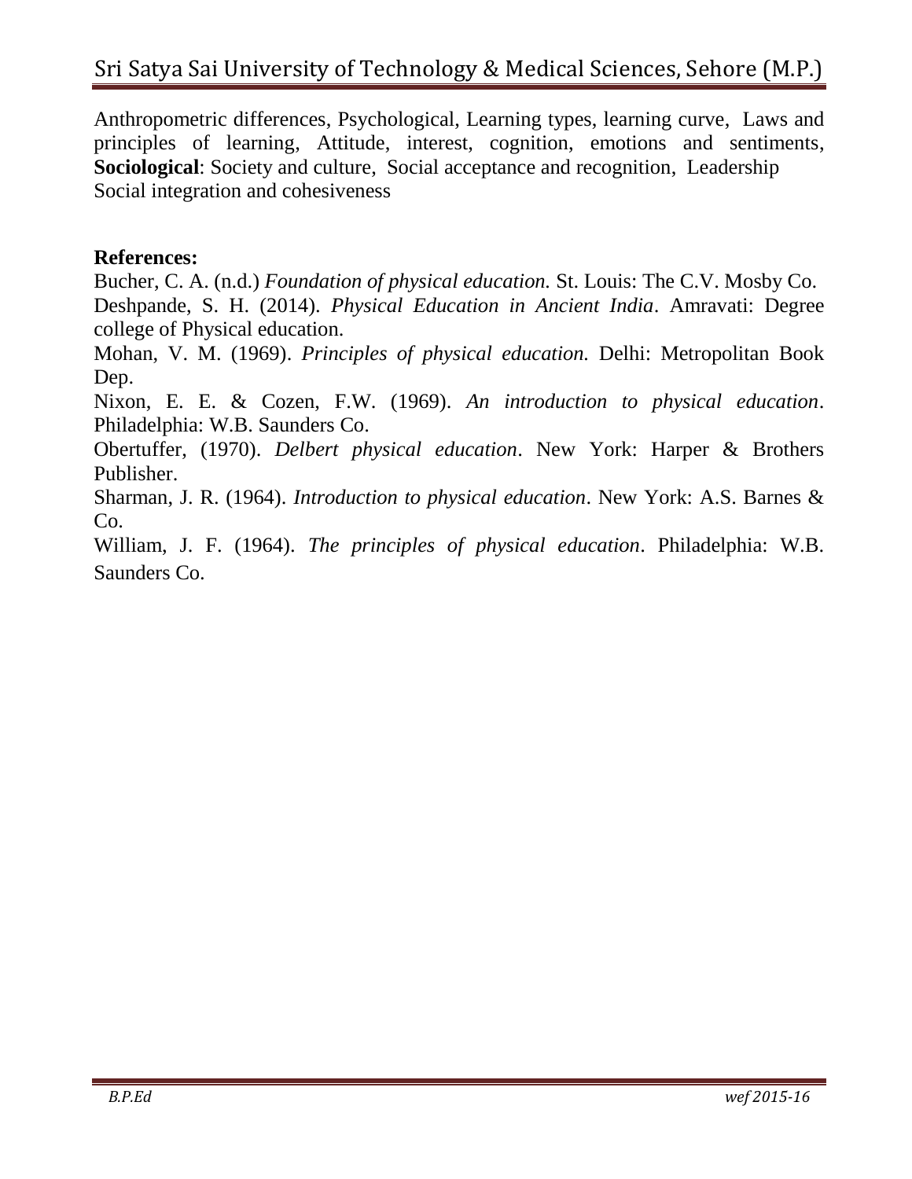Anthropometric differences, Psychological, Learning types, learning curve, Laws and principles of learning, Attitude, interest, cognition, emotions and sentiments, **Sociological**: Society and culture, Social acceptance and recognition, Leadership Social integration and cohesiveness

**References:**

Bucher, C. A. (n.d.) *Foundation of physical education.* St. Louis: The C.V. Mosby Co.

Deshpande, S. H. (2014). *Physical Education in Ancient India*. Amravati: Degree college of Physical education.

Mohan, V. M. (1969). *Principles of physical education.* Delhi: Metropolitan Book Dep.

Nixon, E. E. & Cozen, F.W. (1969). *An introduction to physical education*. Philadelphia: W.B. Saunders Co.

Obertuffer, (1970). *Delbert physical education*. New York: Harper & Brothers Publisher.

Sharman, J. R. (1964). *Introduction to physical education*. New York: A.S. Barnes & Co.

William, J. F. (1964). *The principles of physical education*. Philadelphia: W.B. Saunders Co.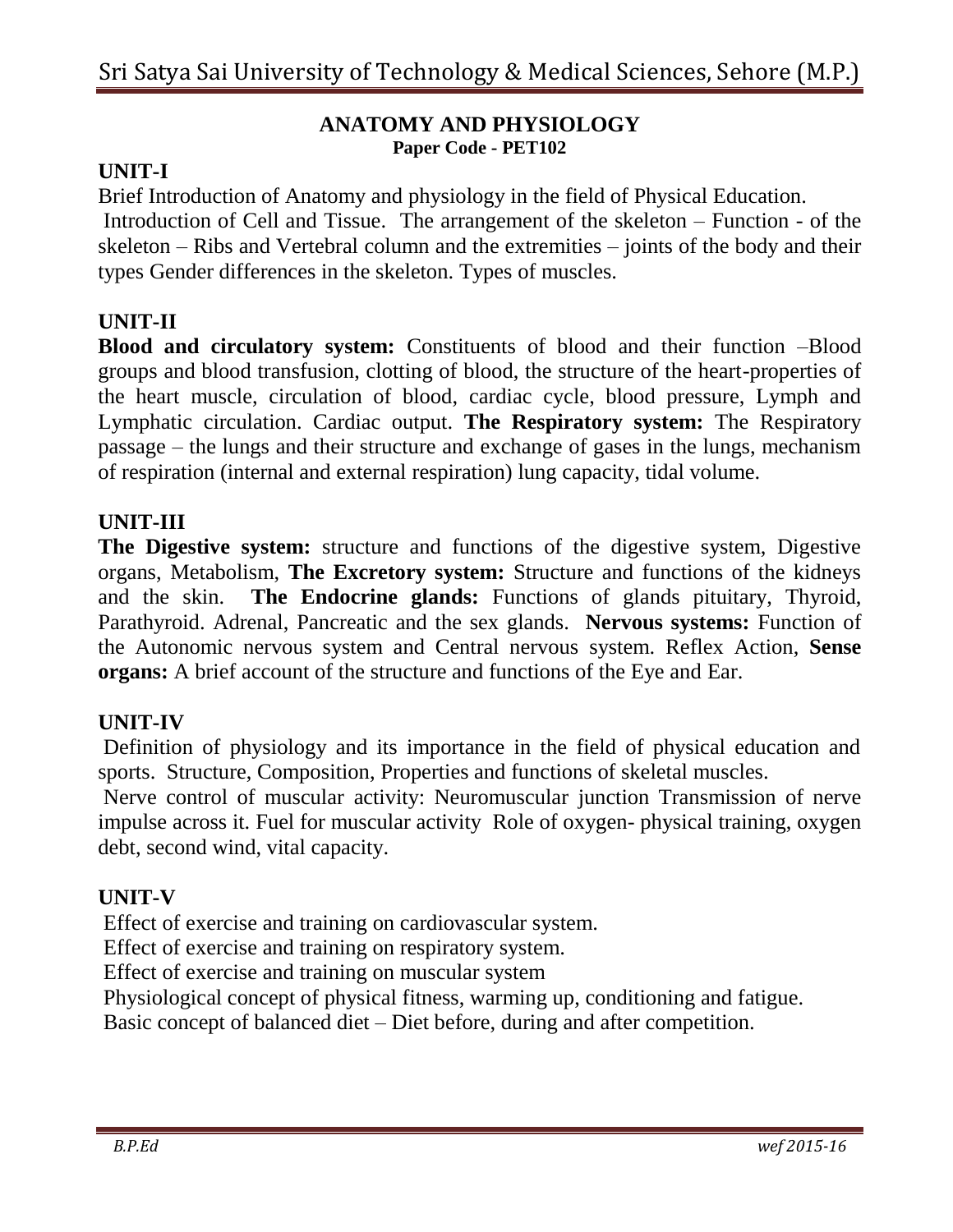# ANATOMY AND PHYSIOLOGY

**Paper Code - PET102**

## UNIT-I

Brief Introduction of Anatomy and physiology in the field of Physical Education.

Introduction of Cell and Tissue. The arrangement of the skeleton – Function - of the skeleton – Ribs and Vertebral column and the extremities – joints of the body and their types Gender differences in the skeleton. Types of muscles.

## UNIT-II

**Blood and circulatory system:** Constituents of blood and their function –Blood groups and blood transfusion, clotting of blood, the structure of the heart-properties of the heart muscle, circulation of blood, cardiac cycle, blood pressure, Lymph and Lymphatic circulation. Cardiac output. **The Respiratory system:** The Respiratory passage – the lungs and their structure and exchange of gases in the lungs, mechanism of respiration (internal and external respiration) lung capacity, tidal volume.

## UNIT-III

**The Digestive system:** structure and functions of the digestive system, Digestive organs, Metabolism, **The Excretory system:** Structure and functions of the kidneys and the skin. **The Endocrine glands:** Functions of glands pituitary, Thyroid, Parathyroid. Adrenal, Pancreatic and the sex glands. **Nervous systems:** Function of the Autonomic nervous system and Central nervous system. Reflex Action, **Sense organs:** A brief account of the structure and functions of the Eye and Ear.

## UNIT-IV

Definition of physiology and its importance in the field of physical education and sports. Structure, Composition, Properties and functions of skeletal muscles.

Nerve control of muscular activity: Neuromuscular junction Transmission of nerve impulse across it. Fuel for muscular activity Role of oxygen- physical training, oxygen debt, second wind, vital capacity.

## UNIT-V

Effect of exercise and training on cardiovascular system.

Effect of exercise and training on respiratory system.

Effect of exercise and training on muscular system

Physiological concept of physical fitness, warming up, conditioning and fatigue.

Basic concept of balanced diet – Diet before, during and after competition.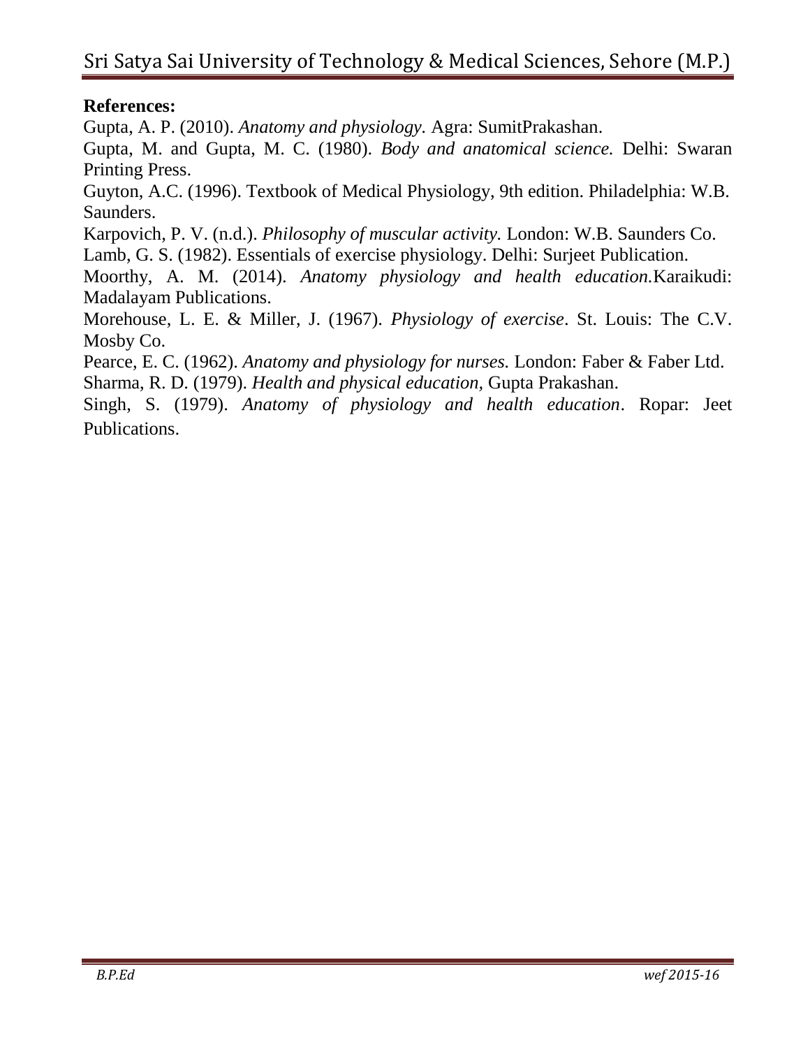**References:**

Gupta, A. P. (2010). *Anatomy and physiology.* Agra: SumitPrakashan.

Gupta, M. and Gupta, M. C. (1980). *Body and anatomical science.* Delhi: Swaran Printing Press.

Guyton, A.C. (1996). Textbook of Medical Physiology, 9th edition. Philadelphia: W.B. Saunders.

Karpovich, P. V. (n.d.). *Philosophy of muscular activity.* London: W.B. Saunders Co.

Lamb, G. S. (1982). Essentials of exercise physiology. Delhi: Surjeet Publication.

Moorthy, A. M. (2014). *Anatomy physiology and health education.*Karaikudi: Madalayam Publications.

Morehouse, L. E. & Miller, J. (1967). *Physiology of exercise*. St. Louis: The C.V. Mosby Co.

Pearce, E. C. (1962). *Anatomy and physiology for nurses.* London: Faber & Faber Ltd.

Sharma, R. D. (1979). *Health and physical education*, Gupta Prakashan.

Singh, S. (1979). *Anatomy of physiology and health education*. Ropar: Jeet Publications.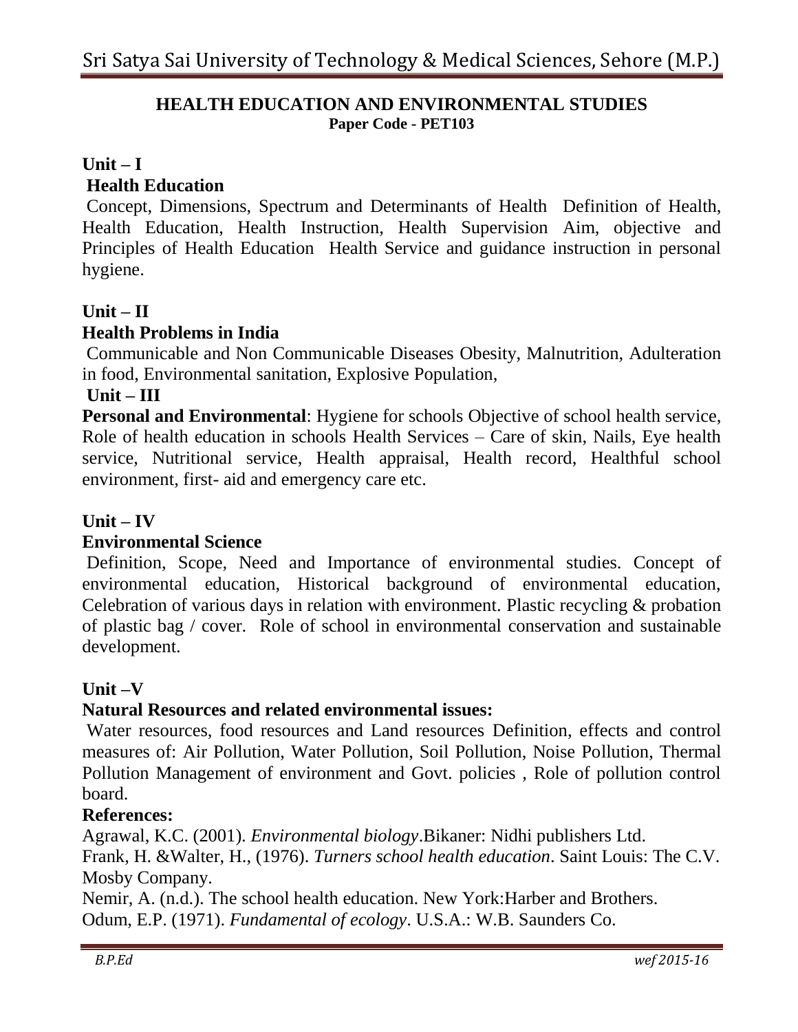## HEALTH EDUCATION AND ENVIRONMENTAL STUDIES

**Paper Code - PET103**

### Unit – I

**Health Education**

Concept, Dimensions, Spectrum and Determinants of Health Definition of Health, Health Education, Health Instruction, Health Supervision Aim, objective and Principles of Health Education Health Service and guidance instruction in personal hygiene.

### Unit – II

**Health Problems in India**

Communicable and Non Communicable Diseases Obesity, Malnutrition, Adulteration in food, Environmental sanitation, Explosive Population,

### Unit – III

**Personal and Environmental**: Hygiene for schools Objective of school health service, Role of health education in schools Health Services – Care of skin, Nails, Eye health service, Nutritional service, Health appraisal, Health record, Healthful school environment, first- aid and emergency care etc.

### Unit – IV

**Environmental Science**

Definition, Scope, Need and Importance of environmental studies. Concept of environmental education, Historical background of environmental education, Celebration of various days in relation with environment. Plastic recycling & probation of plastic bag / cover. Role of school in environmental conservation and sustainable development.

### Unit –V

**Natural Resources and related environmental issues:**

Water resources, food resources and Land resources Definition, effects and control measures of: Air Pollution, Water Pollution, Soil Pollution, Noise Pollution, Thermal Pollution Management of environment and Govt. policies , Role of pollution control board.

**References:**

Agrawal, K.C. (2001). *Environmental biology*.Bikaner: Nidhi publishers Ltd.

Frank, H. &Walter, H., (1976). *Turners school health education*. Saint Louis: The C.V. Mosby Company.

Nemir, A. (n.d.). The school health education. New York:Harber and Brothers.

Odum, E.P. (1971). *Fundamental of ecology*. U.S.A.: W.B. Saunders Co.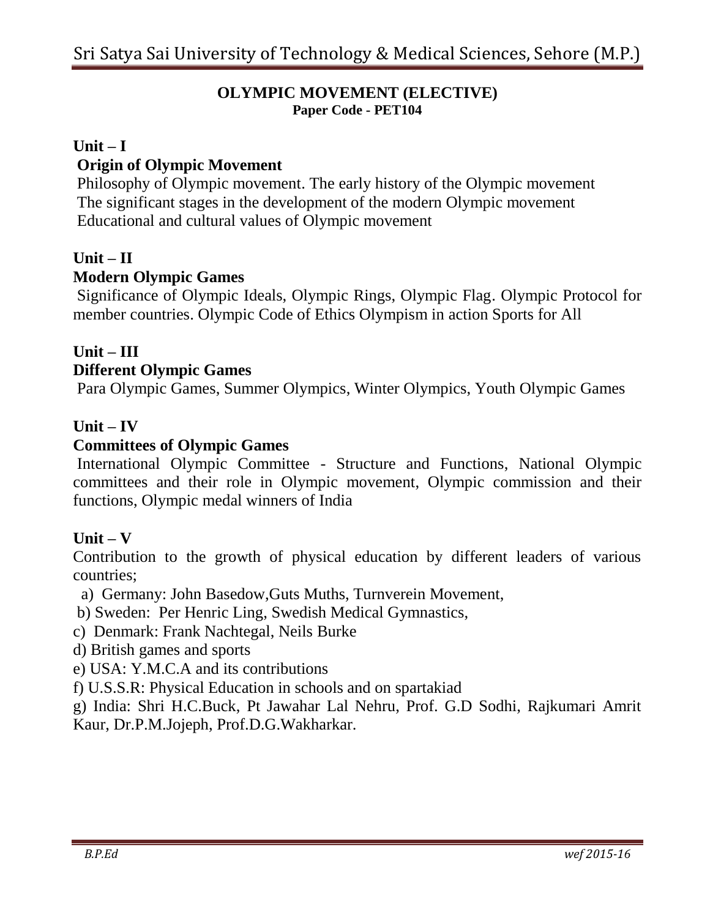## OLYMPIC MOVEMENT (ELECTIVE)

**Paper Code - PET104**

### Unit – I

**Origin of Olympic Movement**

Philosophy of Olympic movement. The early history of the Olympic movement
The significant stages in the development of the modern Olympic movement
Educational and cultural values of Olympic movement

### Unit – II

**Modern Olympic Games**

Significance of Olympic Ideals, Olympic Rings, Olympic Flag. Olympic Protocol for member countries. Olympic Code of Ethics Olympism in action Sports for All

### Unit – III

**Different Olympic Games**

Para Olympic Games, Summer Olympics, Winter Olympics, Youth Olympic Games

### Unit – IV

**Committees of Olympic Games**

International Olympic Committee - Structure and Functions, National Olympic committees and their role in Olympic movement, Olympic commission and their functions, Olympic medal winners of India

### Unit – V

Contribution to the growth of physical education by different leaders of various countries;

a) Germany: John Basedow,Guts Muths, Turnverein Movement,
b) Sweden: Per Henric Ling, Swedish Medical Gymnastics,
c) Denmark: Frank Nachtegal, Neils Burke
d) British games and sports
e) USA: Y.M.C.A and its contributions
f) U.S.S.R: Physical Education in schools and on spartakiad
g) India: Shri H.C.Buck, Pt Jawahar Lal Nehru, Prof. G.D Sodhi, Rajkumari Amrit Kaur, Dr.P.M.Jojeph, Prof.D.G.Wakharkar.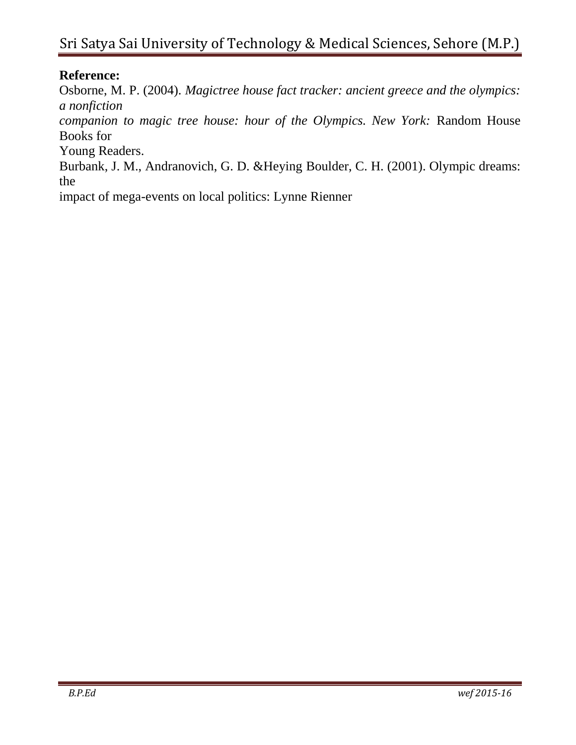**Reference:**

Osborne, M. P. (2004). *Magictree house fact tracker: ancient greece and the olympics: a nonfiction companion to magic tree house: hour of the Olympics. New York:* Random House Books for Young Readers.

Burbank, J. M., Andranovich, G. D. &Heying Boulder, C. H. (2001). Olympic dreams: the impact of mega-events on local politics: Lynne Rienner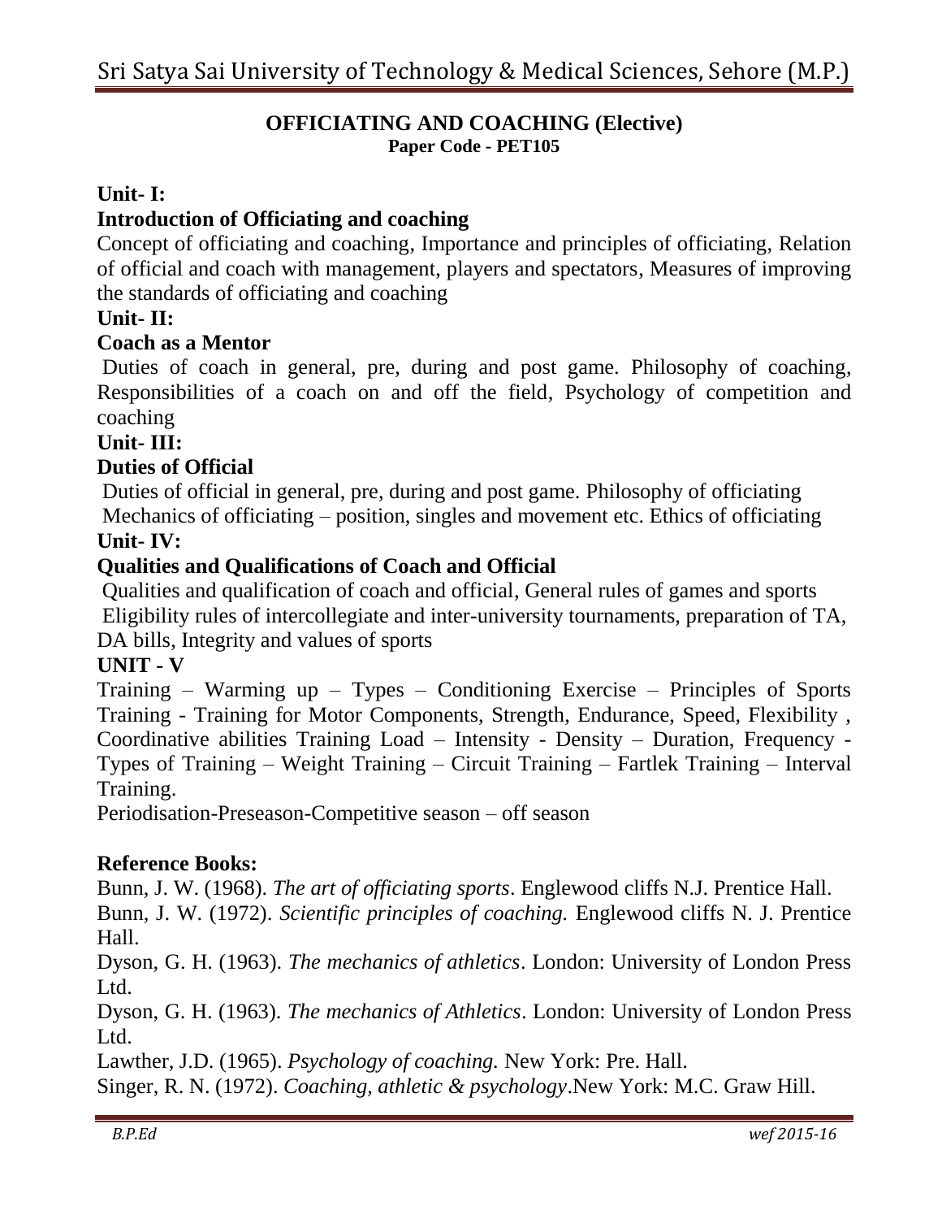## OFFICIATING AND COACHING (Elective)

**Paper Code - PET105**

### Unit- I:

### Introduction of Officiating and coaching

Concept of officiating and coaching, Importance and principles of officiating, Relation of official and coach with management, players and spectators, Measures of improving the standards of officiating and coaching

### Unit- II:

### Coach as a Mentor

Duties of coach in general, pre, during and post game. Philosophy of coaching, Responsibilities of a coach on and off the field, Psychology of competition and coaching

### Unit- III:

### Duties of Official

Duties of official in general, pre, during and post game. Philosophy of officiating
Mechanics of officiating – position, singles and movement etc. Ethics of officiating

### Unit- IV:

### Qualities and Qualifications of Coach and Official

Qualities and qualification of coach and official, General rules of games and sports
Eligibility rules of intercollegiate and inter-university tournaments, preparation of TA, DA bills, Integrity and values of sports

### UNIT - V

Training – Warming up – Types – Conditioning Exercise – Principles of Sports Training - Training for Motor Components, Strength, Endurance, Speed, Flexibility , Coordinative abilities Training Load – Intensity - Density – Duration, Frequency - Types of Training – Weight Training – Circuit Training – Fartlek Training – Interval Training.

Periodisation-Preseason-Competitive season – off season

### Reference Books:

Bunn, J. W. (1968). *The art of officiating sports*. Englewood cliffs N.J. Prentice Hall.

Bunn, J. W. (1972). *Scientific principles of coaching.* Englewood cliffs N. J. Prentice Hall.

Dyson, G. H. (1963). *The mechanics of athletics*. London: University of London Press Ltd.

Dyson, G. H. (1963). *The mechanics of Athletics*. London: University of London Press Ltd.

Lawther, J.D. (1965). *Psychology of coaching.* New York: Pre. Hall.

Singer, R. N. (1972). *Coaching, athletic & psychology*.New York: M.C. Graw Hill.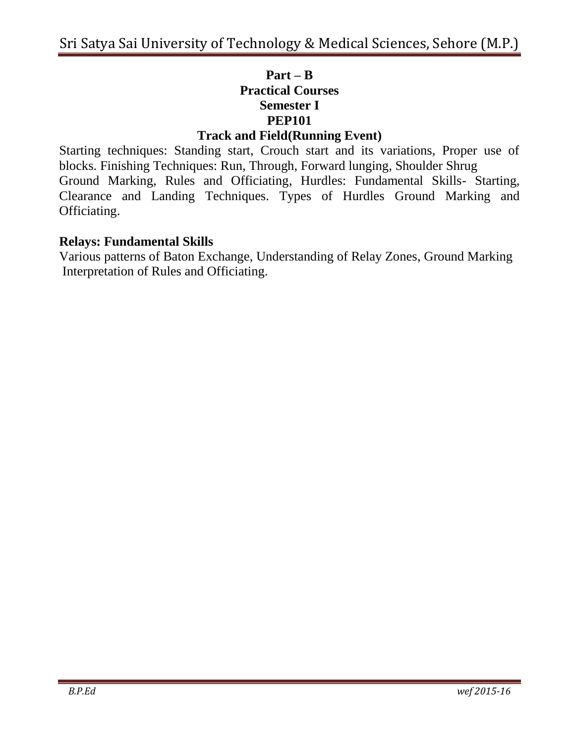**Part – B**
**Practical Courses**
**Semester I**
**PEP101**
**Track and Field(Running Event)**

Starting techniques: Standing start, Crouch start and its variations, Proper use of blocks. Finishing Techniques: Run, Through, Forward lunging, Shoulder Shrug
Ground Marking, Rules and Officiating, Hurdles: Fundamental Skills- Starting, Clearance and Landing Techniques. Types of Hurdles Ground Marking and Officiating.

**Relays: Fundamental Skills**

Various patterns of Baton Exchange, Understanding of Relay Zones, Ground Marking
Interpretation of Rules and Officiating.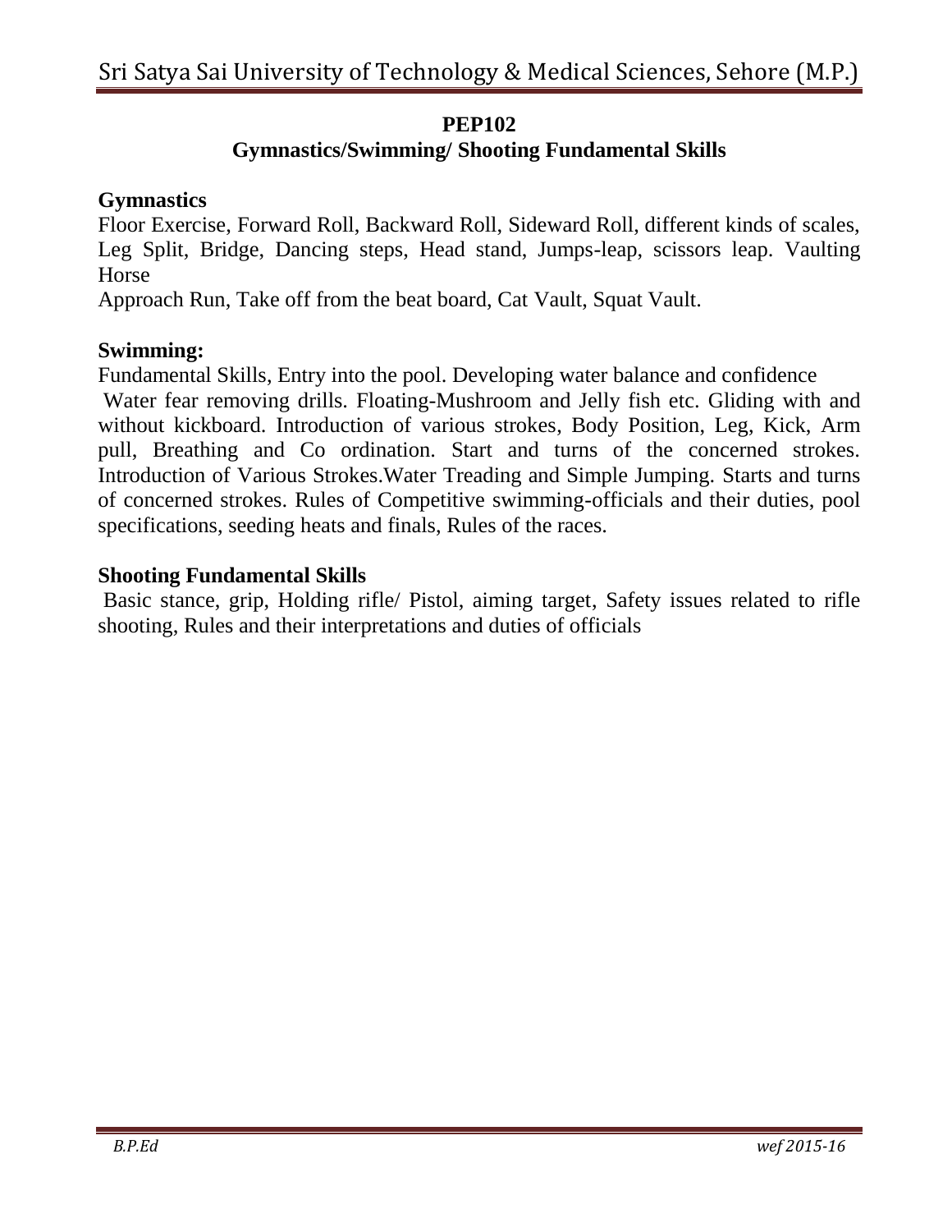## PEP102
## Gymnastics/Swimming/ Shooting Fundamental Skills

**Gymnastics**

Floor Exercise, Forward Roll, Backward Roll, Sideward Roll, different kinds of scales, Leg Split, Bridge, Dancing steps, Head stand, Jumps-leap, scissors leap. Vaulting Horse

Approach Run, Take off from the beat board, Cat Vault, Squat Vault.

**Swimming:**

Fundamental Skills, Entry into the pool. Developing water balance and confidence

Water fear removing drills. Floating-Mushroom and Jelly fish etc. Gliding with and without kickboard. Introduction of various strokes, Body Position, Leg, Kick, Arm pull, Breathing and Co ordination. Start and turns of the concerned strokes. Introduction of Various Strokes.Water Treading and Simple Jumping. Starts and turns of concerned strokes. Rules of Competitive swimming-officials and their duties, pool specifications, seeding heats and finals, Rules of the races.

**Shooting Fundamental Skills**

Basic stance, grip, Holding rifle/ Pistol, aiming target, Safety issues related to rifle shooting, Rules and their interpretations and duties of officials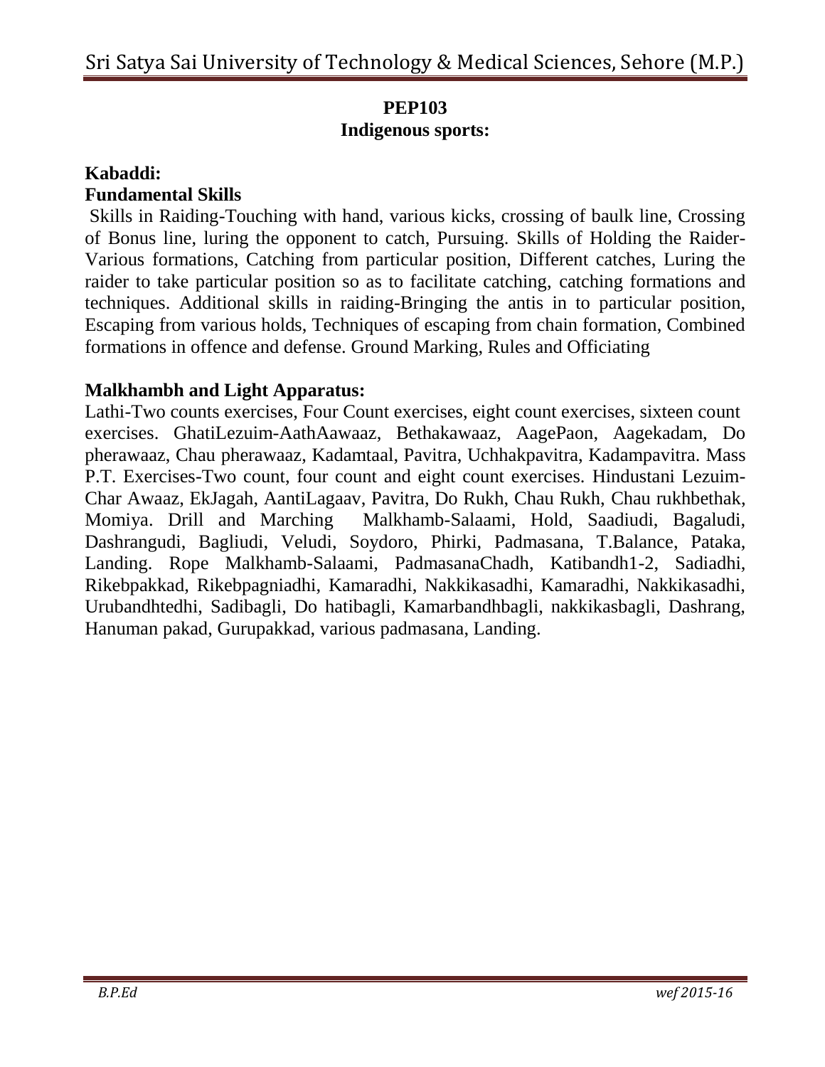**PEP103**
**Indigenous sports:**

**Kabaddi:**
**Fundamental Skills**

Skills in Raiding-Touching with hand, various kicks, crossing of baulk line, Crossing of Bonus line, luring the opponent to catch, Pursuing. Skills of Holding the Raider-Various formations, Catching from particular position, Different catches, Luring the raider to take particular position so as to facilitate catching, catching formations and techniques. Additional skills in raiding-Bringing the antis in to particular position, Escaping from various holds, Techniques of escaping from chain formation, Combined formations in offence and defense. Ground Marking, Rules and Officiating

**Malkhambh and Light Apparatus:**

Lathi-Two counts exercises, Four Count exercises, eight count exercises, sixteen count exercises. GhatiLezuim-AathAawaaz, Bethakawaaz, AagePaon, Aagekadam, Do pherawaaz, Chau pherawaaz, Kadamtaal, Pavitra, Uchhakpavitra, Kadampavitra. Mass P.T. Exercises-Two count, four count and eight count exercises. Hindustani Lezuim-Char Awaaz, EkJagah, AantiLagaav, Pavitra, Do Rukh, Chau Rukh, Chau rukhbethak, Momiya. Drill and Marching Malkhamb-Salaami, Hold, Saadiudi, Bagaludi, Dashrangudi, Bagliudi, Veludi, Soydoro, Phirki, Padmasana, T.Balance, Pataka, Landing. Rope Malkhamb-Salaami, PadmasanaChadh, Katibandh1-2, Sadiadhi, Rikebpakkad, Rikebpagniadhi, Kamaradhi, Nakkikasadhi, Kamaradhi, Nakkikasadhi, Urubandhtedhi, Sadibagli, Do hatibagli, Kamarbandhbagli, nakkikasbagli, Dashrang, Hanuman pakad, Gurupakkad, various padmasana, Landing.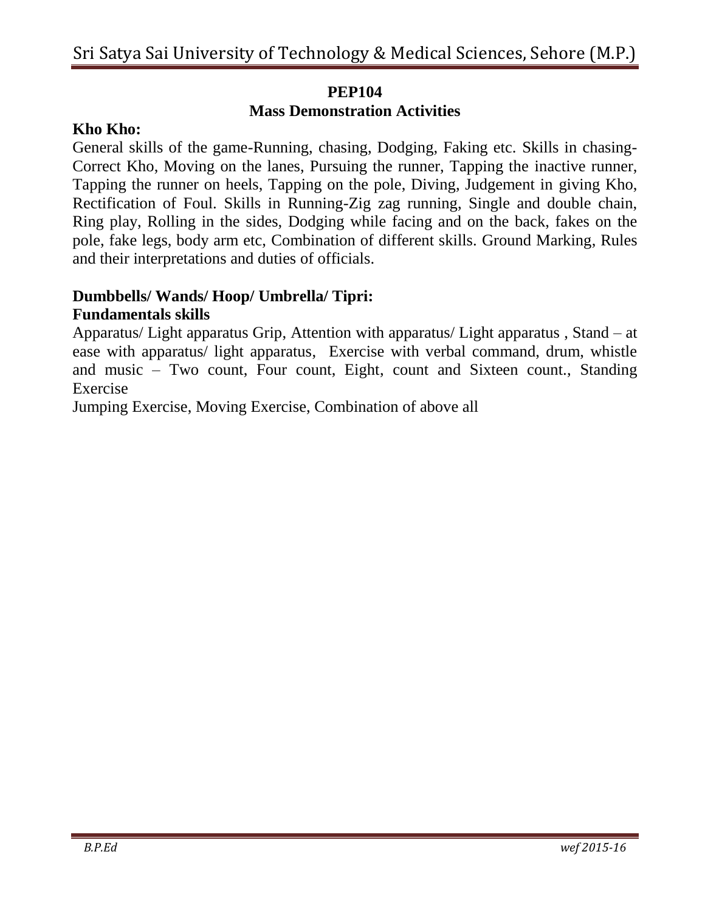**PEP104**

**Mass Demonstration Activities**

**Kho Kho:**

General skills of the game-Running, chasing, Dodging, Faking etc. Skills in chasing-Correct Kho, Moving on the lanes, Pursuing the runner, Tapping the inactive runner, Tapping the runner on heels, Tapping on the pole, Diving, Judgement in giving Kho, Rectification of Foul. Skills in Running-Zig zag running, Single and double chain, Ring play, Rolling in the sides, Dodging while facing and on the back, fakes on the pole, fake legs, body arm etc, Combination of different skills. Ground Marking, Rules and their interpretations and duties of officials.

**Dumbbells/ Wands/ Hoop/ Umbrella/ Tipri:**

**Fundamentals skills**

Apparatus/ Light apparatus Grip, Attention with apparatus/ Light apparatus , Stand – at ease with apparatus/ light apparatus, Exercise with verbal command, drum, whistle and music – Two count, Four count, Eight, count and Sixteen count., Standing Exercise

Jumping Exercise, Moving Exercise, Combination of above all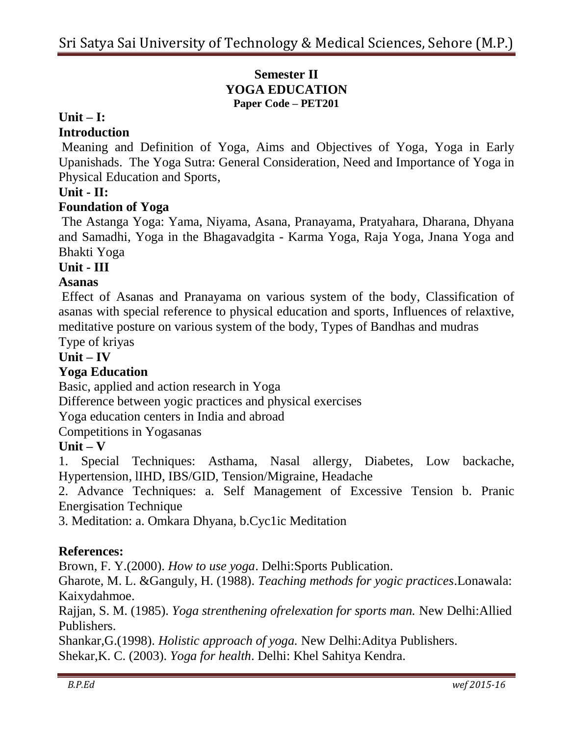## Semester II
## YOGA EDUCATION
**Paper Code – PET201**

**Unit – I:**

**Introduction**

Meaning and Definition of Yoga, Aims and Objectives of Yoga, Yoga in Early Upanishads. The Yoga Sutra: General Consideration, Need and Importance of Yoga in Physical Education and Sports,

**Unit - II:**

**Foundation of Yoga**

The Astanga Yoga: Yama, Niyama, Asana, Pranayama, Pratyahara, Dharana, Dhyana and Samadhi, Yoga in the Bhagavadgita - Karma Yoga, Raja Yoga, Jnana Yoga and Bhakti Yoga

**Unit - III**

**Asanas**

Effect of Asanas and Pranayama on various system of the body, Classification of asanas with special reference to physical education and sports, Influences of relaxtive, meditative posture on various system of the body, Types of Bandhas and mudras
Type of kriyas

**Unit – IV**

**Yoga Education**

Basic, applied and action research in Yoga
Difference between yogic practices and physical exercises
Yoga education centers in India and abroad
Competitions in Yogasanas

**Unit – V**

1. Special Techniques: Asthama, Nasal allergy, Diabetes, Low backache, Hypertension, lIHD, IBS/GID, Tension/Migraine, Headache
2. Advance Techniques: a. Self Management of Excessive Tension b. Pranic Energisation Technique
3. Meditation: a. Omkara Dhyana, b.Cyc1ic Meditation

**References:**

Brown, F. Y.(2000). *How to use yoga*. Delhi:Sports Publication.
Gharote, M. L. &Ganguly, H. (1988). *Teaching methods for yogic practices*.Lonawala: Kaixydahmoe.
Rajjan, S. M. (1985). *Yoga strenthening ofrelexation for sports man.* New Delhi:Allied Publishers.
Shankar,G.(1998). *Holistic approach of yoga.* New Delhi:Aditya Publishers.
Shekar,K. C. (2003). *Yoga for health*. Delhi: Khel Sahitya Kendra.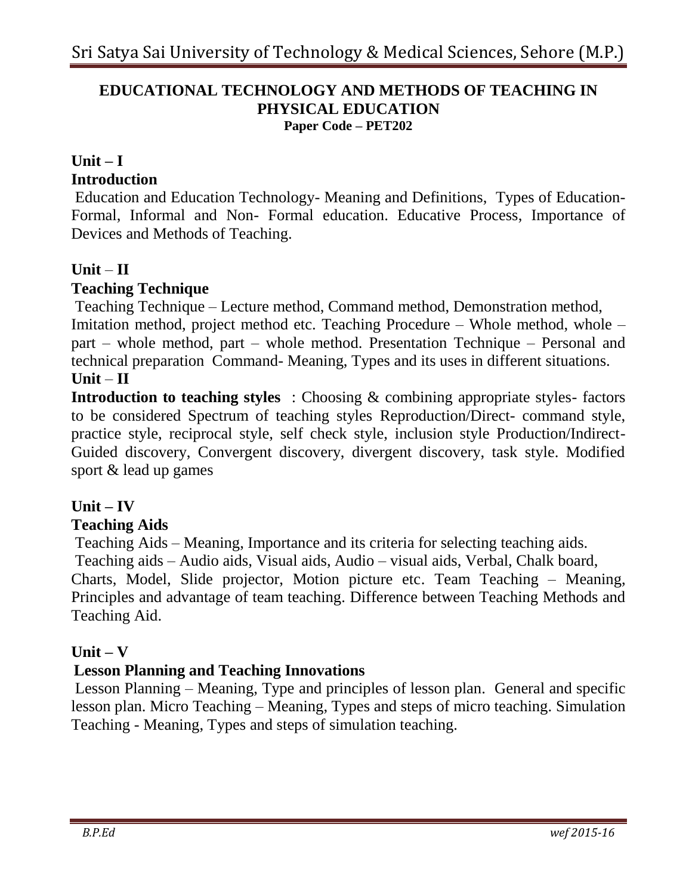# EDUCATIONAL TECHNOLOGY AND METHODS OF TEACHING IN PHYSICAL EDUCATION

**Paper Code – PET202**

## Unit – I

### Introduction

Education and Education Technology- Meaning and Definitions, Types of Education- Formal, Informal and Non- Formal education. Educative Process, Importance of Devices and Methods of Teaching.

## Unit – II

### Teaching Technique

Teaching Technique – Lecture method, Command method, Demonstration method, Imitation method, project method etc. Teaching Procedure – Whole method, whole – part – whole method, part – whole method. Presentation Technique – Personal and technical preparation Command- Meaning, Types and its uses in different situations.

## Unit – II

**Introduction to teaching styles** : Choosing & combining appropriate styles- factors to be considered Spectrum of teaching styles Reproduction/Direct- command style, practice style, reciprocal style, self check style, inclusion style Production/Indirect- Guided discovery, Convergent discovery, divergent discovery, task style. Modified sport & lead up games

## Unit – IV

### Teaching Aids

Teaching Aids – Meaning, Importance and its criteria for selecting teaching aids.

Teaching aids – Audio aids, Visual aids, Audio – visual aids, Verbal, Chalk board, Charts, Model, Slide projector, Motion picture etc. Team Teaching – Meaning, Principles and advantage of team teaching. Difference between Teaching Methods and Teaching Aid.

## Unit – V

### Lesson Planning and Teaching Innovations

Lesson Planning – Meaning, Type and principles of lesson plan. General and specific lesson plan. Micro Teaching – Meaning, Types and steps of micro teaching. Simulation Teaching - Meaning, Types and steps of simulation teaching.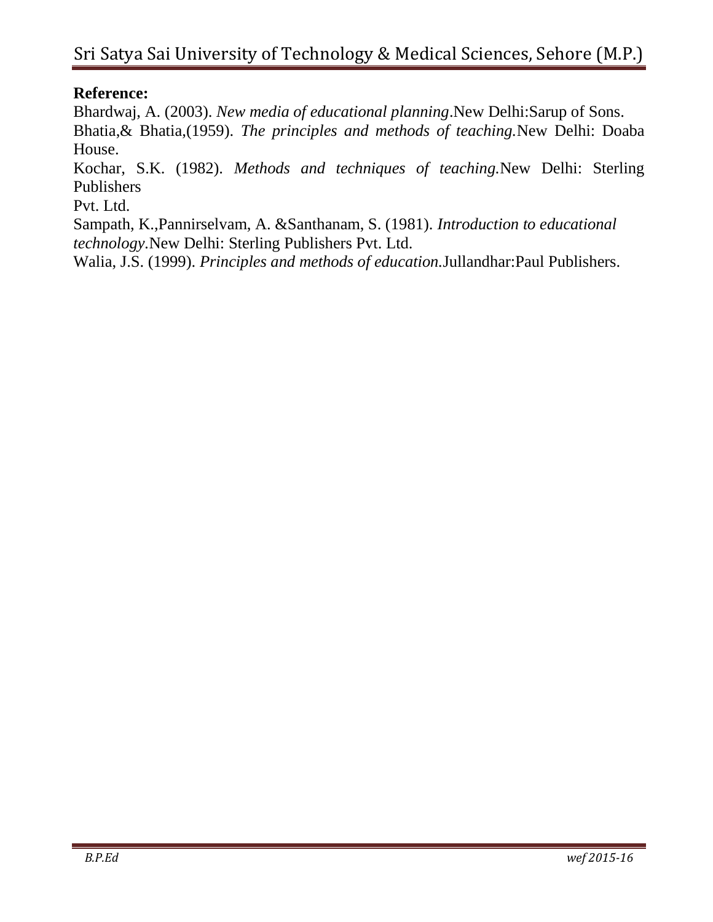**Reference:**

Bhardwaj, A. (2003). *New media of educational planning*.New Delhi:Sarup of Sons.

Bhatia,& Bhatia,(1959). *The principles and methods of teaching.*New Delhi: Doaba House.

Kochar, S.K. (1982). *Methods and techniques of teaching.*New Delhi: Sterling Publishers Pvt. Ltd.

Sampath, K.,Pannirselvam, A. &Santhanam, S. (1981). *Introduction to educational technology*.New Delhi: Sterling Publishers Pvt. Ltd.

Walia, J.S. (1999). *Principles and methods of education.*Jullandhar:Paul Publishers.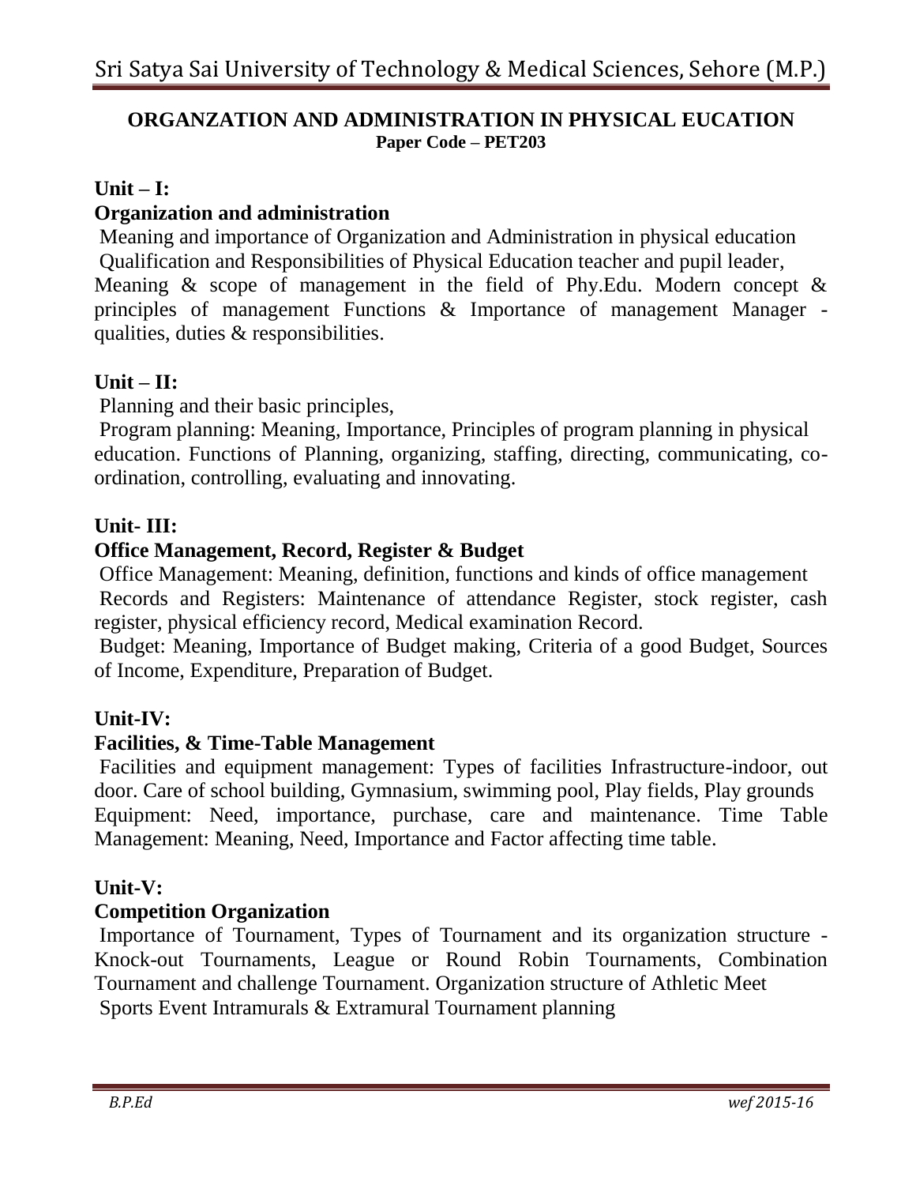## ORGANZATION AND ADMINISTRATION IN PHYSICAL EUCATION

**Paper Code – PET203**

### Unit – I:

### Organization and administration

Meaning and importance of Organization and Administration in physical education
Qualification and Responsibilities of Physical Education teacher and pupil leader, Meaning & scope of management in the field of Phy.Edu. Modern concept & principles of management Functions & Importance of management Manager - qualities, duties & responsibilities.

### Unit – II:

Planning and their basic principles,
Program planning: Meaning, Importance, Principles of program planning in physical education. Functions of Planning, organizing, staffing, directing, communicating, co-ordination, controlling, evaluating and innovating.

### Unit- III:

### Office Management, Record, Register & Budget

Office Management: Meaning, definition, functions and kinds of office management
Records and Registers: Maintenance of attendance Register, stock register, cash register, physical efficiency record, Medical examination Record.
Budget: Meaning, Importance of Budget making, Criteria of a good Budget, Sources of Income, Expenditure, Preparation of Budget.

### Unit-IV:

### Facilities, & Time-Table Management

Facilities and equipment management: Types of facilities Infrastructure-indoor, out door. Care of school building, Gymnasium, swimming pool, Play fields, Play grounds Equipment: Need, importance, purchase, care and maintenance. Time Table Management: Meaning, Need, Importance and Factor affecting time table.

### Unit-V:

### Competition Organization

Importance of Tournament, Types of Tournament and its organization structure - Knock-out Tournaments, League or Round Robin Tournaments, Combination Tournament and challenge Tournament. Organization structure of Athletic Meet
Sports Event Intramurals & Extramural Tournament planning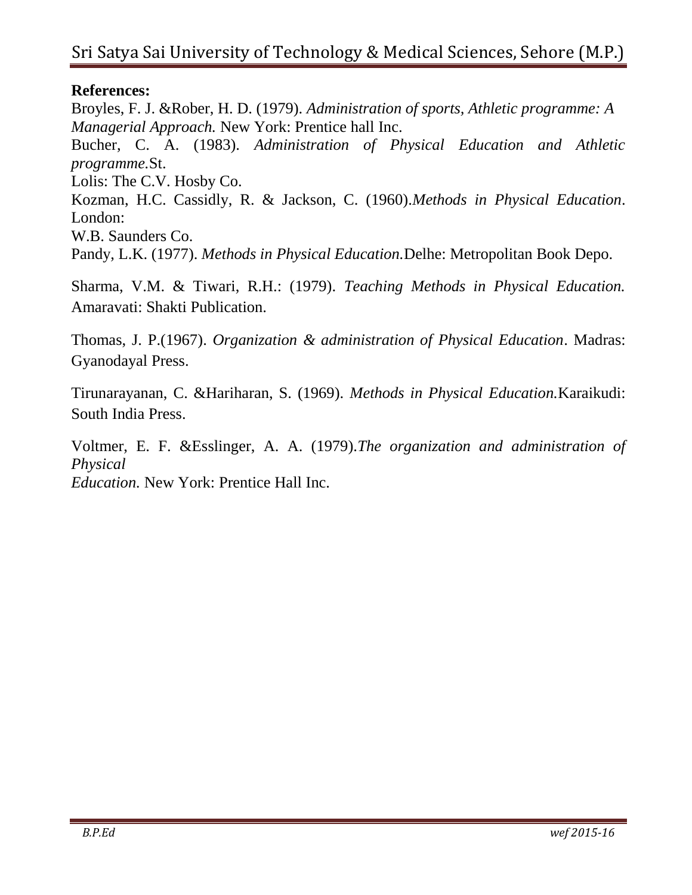**References:**

Broyles, F. J. &Rober, H. D. (1979). *Administration of sports, Athletic programme: A Managerial Approach.* New York: Prentice hall Inc.

Bucher, C. A. (1983). *Administration of Physical Education and Athletic programme.*St. Lolis: The C.V. Hosby Co.

Kozman, H.C. Cassidly, R. & Jackson, C. (1960).*Methods in Physical Education*. London: W.B. Saunders Co.

Pandy, L.K. (1977). *Methods in Physical Education.*Delhe: Metropolitan Book Depo.

Sharma, V.M. & Tiwari, R.H.: (1979). *Teaching Methods in Physical Education.* Amaravati: Shakti Publication.

Thomas, J. P.(1967). *Organization & administration of Physical Education*. Madras: Gyanodayal Press.

Tirunarayanan, C. &Hariharan, S. (1969). *Methods in Physical Education.*Karaikudi: South India Press.

Voltmer, E. F. &Esslinger, A. A. (1979).*The organization and administration of Physical Education.* New York: Prentice Hall Inc.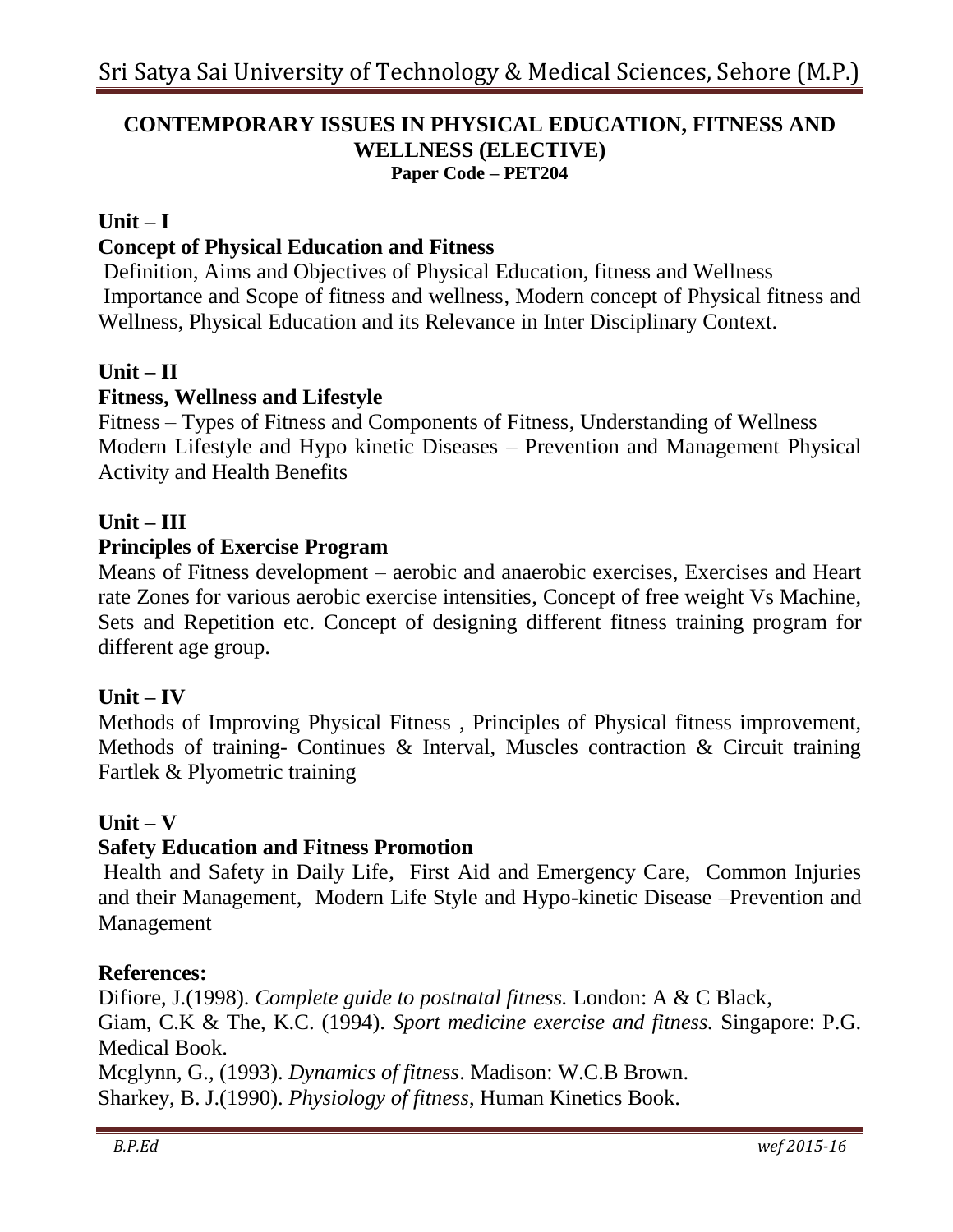## CONTEMPORARY ISSUES IN PHYSICAL EDUCATION, FITNESS AND WELLNESS (ELECTIVE)

**Paper Code – PET204**

### Unit – I

**Concept of Physical Education and Fitness**

Definition, Aims and Objectives of Physical Education, fitness and Wellness Importance and Scope of fitness and wellness, Modern concept of Physical fitness and Wellness, Physical Education and its Relevance in Inter Disciplinary Context.

### Unit – II

**Fitness, Wellness and Lifestyle**

Fitness – Types of Fitness and Components of Fitness, Understanding of Wellness Modern Lifestyle and Hypo kinetic Diseases – Prevention and Management Physical Activity and Health Benefits

### Unit – III

**Principles of Exercise Program**

Means of Fitness development – aerobic and anaerobic exercises, Exercises and Heart rate Zones for various aerobic exercise intensities, Concept of free weight Vs Machine, Sets and Repetition etc. Concept of designing different fitness training program for different age group.

### Unit – IV

Methods of Improving Physical Fitness , Principles of Physical fitness improvement, Methods of training- Continues & Interval, Muscles contraction & Circuit training Fartlek & Plyometric training

### Unit – V

**Safety Education and Fitness Promotion**

Health and Safety in Daily Life, First Aid and Emergency Care, Common Injuries and their Management, Modern Life Style and Hypo-kinetic Disease –Prevention and Management

**References:**

Difiore, J.(1998). *Complete guide to postnatal fitness.* London: A & C Black,

Giam, C.K & The, K.C. (1994). *Sport medicine exercise and fitness.* Singapore: P.G. Medical Book.

Mcglynn, G., (1993). *Dynamics of fitness*. Madison: W.C.B Brown.

Sharkey, B. J.(1990). *Physiology of fitness*, Human Kinetics Book.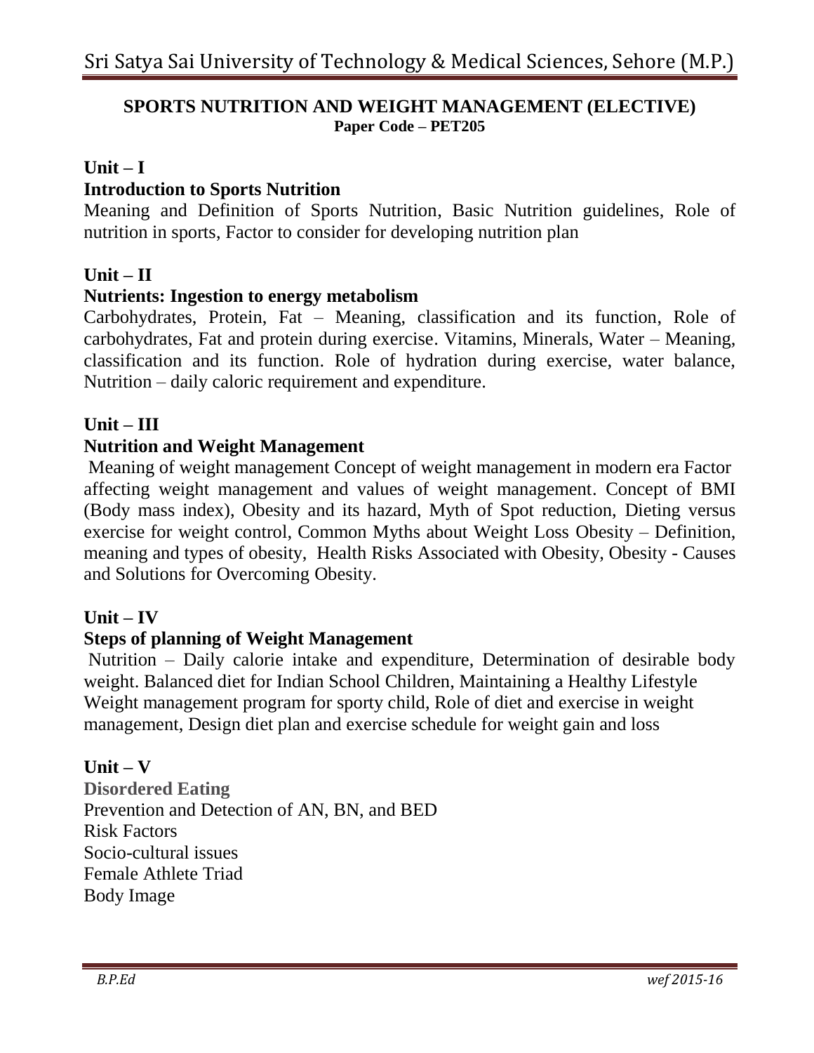## SPORTS NUTRITION AND WEIGHT MANAGEMENT (ELECTIVE)

**Paper Code – PET205**

### Unit – I

**Introduction to Sports Nutrition**

Meaning and Definition of Sports Nutrition, Basic Nutrition guidelines, Role of nutrition in sports, Factor to consider for developing nutrition plan

### Unit – II

**Nutrients: Ingestion to energy metabolism**

Carbohydrates, Protein, Fat – Meaning, classification and its function, Role of carbohydrates, Fat and protein during exercise. Vitamins, Minerals, Water – Meaning, classification and its function. Role of hydration during exercise, water balance, Nutrition – daily caloric requirement and expenditure.

### Unit – III

**Nutrition and Weight Management**

Meaning of weight management Concept of weight management in modern era Factor affecting weight management and values of weight management. Concept of BMI (Body mass index), Obesity and its hazard, Myth of Spot reduction, Dieting versus exercise for weight control, Common Myths about Weight Loss Obesity – Definition, meaning and types of obesity, Health Risks Associated with Obesity, Obesity - Causes and Solutions for Overcoming Obesity.

### Unit – IV

**Steps of planning of Weight Management**

Nutrition – Daily calorie intake and expenditure, Determination of desirable body weight. Balanced diet for Indian School Children, Maintaining a Healthy Lifestyle Weight management program for sporty child, Role of diet and exercise in weight management, Design diet plan and exercise schedule for weight gain and loss

### Unit – V

**Disordered Eating**

Prevention and Detection of AN, BN, and BED
Risk Factors
Socio-cultural issues
Female Athlete Triad
Body Image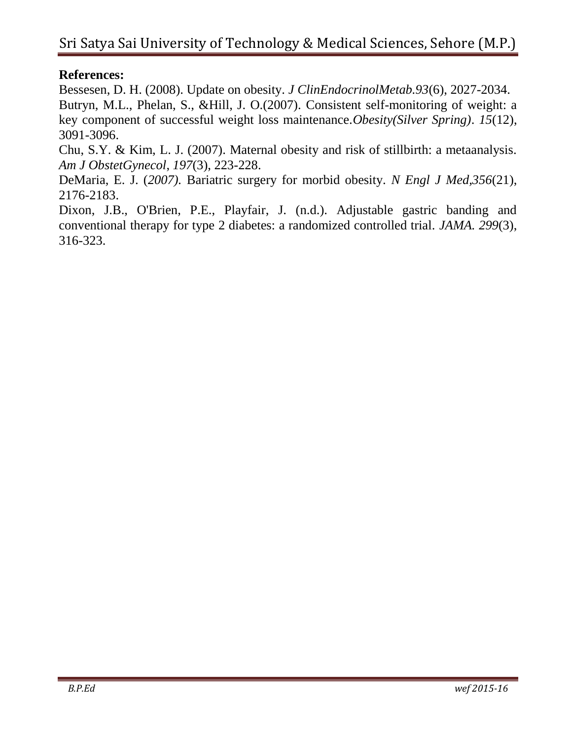**References:**

Bessesen, D. H. (2008). Update on obesity. *J ClinEndocrinolMetab.93*(6), 2027-2034.

Butryn, M.L., Phelan, S., &Hill, J. O.(2007). Consistent self-monitoring of weight: a key component of successful weight loss maintenance.*Obesity(Silver Spring)*. *15*(12), 3091-3096.

Chu, S.Y. & Kim, L. J. (2007). Maternal obesity and risk of stillbirth: a metaanalysis. *Am J ObstetGynecol*, *197*(3), 223-228.

DeMaria, E. J. (*2007)*. Bariatric surgery for morbid obesity. *N Engl J Med,356*(21), 2176-2183.

Dixon, J.B., O'Brien, P.E., Playfair, J. (n.d.). Adjustable gastric banding and conventional therapy for type 2 diabetes: a randomized controlled trial. *JAMA. 299*(3), 316-323.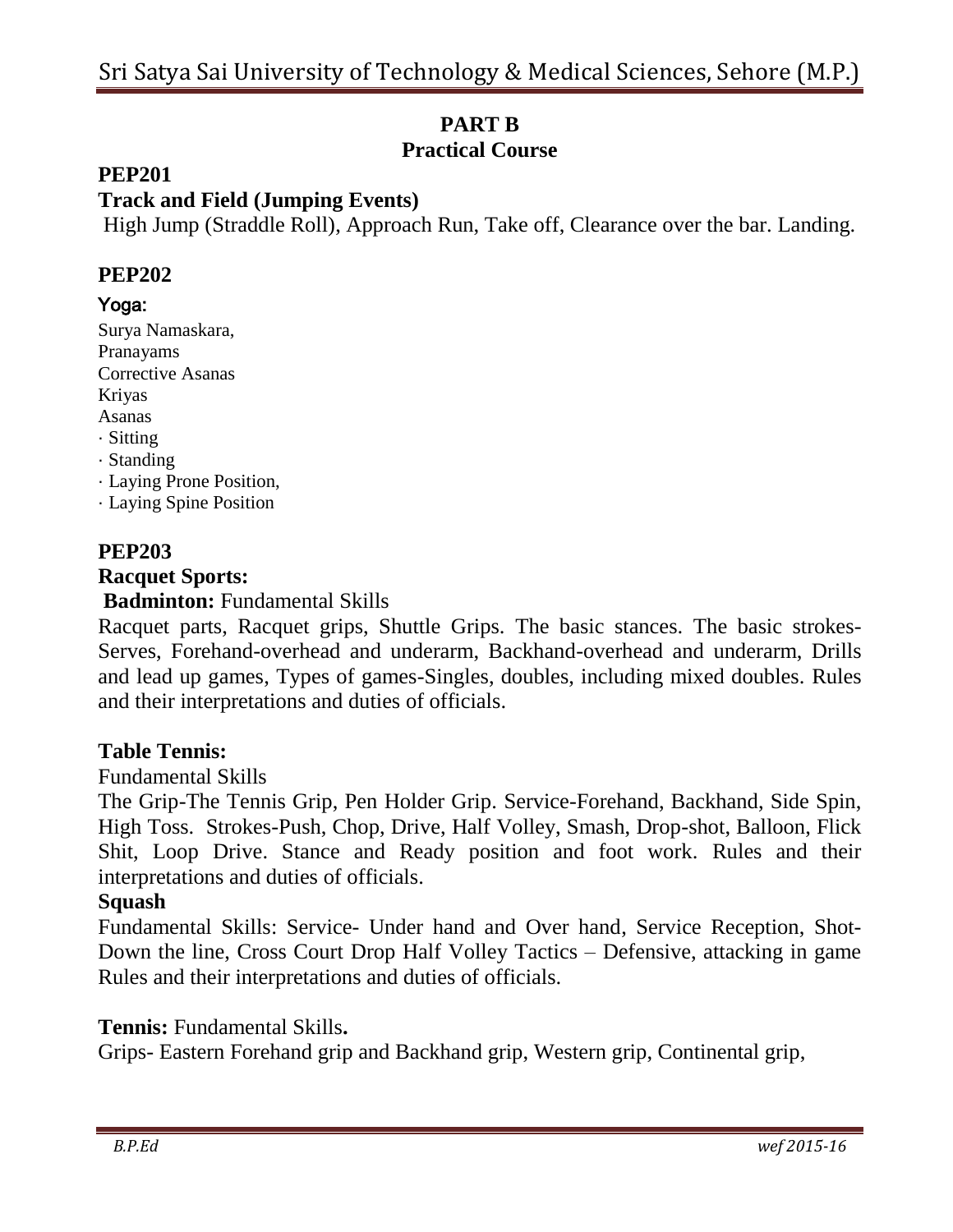# PART B
## Practical Course

### PEP201

### Track and Field (Jumping Events)

High Jump (Straddle Roll), Approach Run, Take off, Clearance over the bar. Landing.

### PEP202

**Yoga:**

Surya Namaskara,
Pranayams
Corrective Asanas
Kriyas
Asanas

- Sitting
- Standing
- Laying Prone Position,
- Laying Spine Position

### PEP203

### Racquet Sports:

**Badminton:** Fundamental Skills

Racquet parts, Racquet grips, Shuttle Grips. The basic stances. The basic strokes-Serves, Forehand-overhead and underarm, Backhand-overhead and underarm, Drills and lead up games, Types of games-Singles, doubles, including mixed doubles. Rules and their interpretations and duties of officials.

**Table Tennis:**

Fundamental Skills

The Grip-The Tennis Grip, Pen Holder Grip. Service-Forehand, Backhand, Side Spin, High Toss. Strokes-Push, Chop, Drive, Half Volley, Smash, Drop-shot, Balloon, Flick Shit, Loop Drive. Stance and Ready position and foot work. Rules and their interpretations and duties of officials.

**Squash**

Fundamental Skills: Service- Under hand and Over hand, Service Reception, Shot-Down the line, Cross Court Drop Half Volley Tactics – Defensive, attacking in game Rules and their interpretations and duties of officials.

**Tennis:** Fundamental Skills**.**

Grips- Eastern Forehand grip and Backhand grip, Western grip, Continental grip,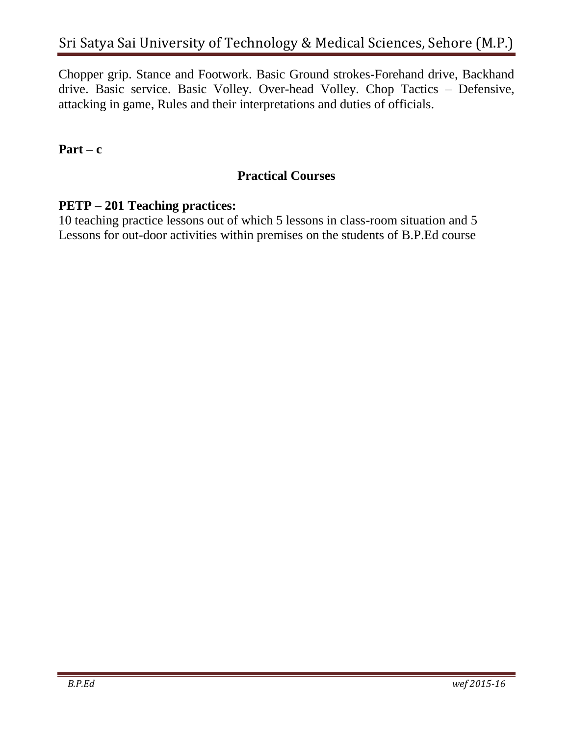Chopper grip. Stance and Footwork. Basic Ground strokes-Forehand drive, Backhand drive. Basic service. Basic Volley. Over-head Volley. Chop Tactics – Defensive, attacking in game, Rules and their interpretations and duties of officials.

**Part – c**

## Practical Courses

### PETP – 201 Teaching practices:

10 teaching practice lessons out of which 5 lessons in class-room situation and 5 Lessons for out-door activities within premises on the students of B.P.Ed course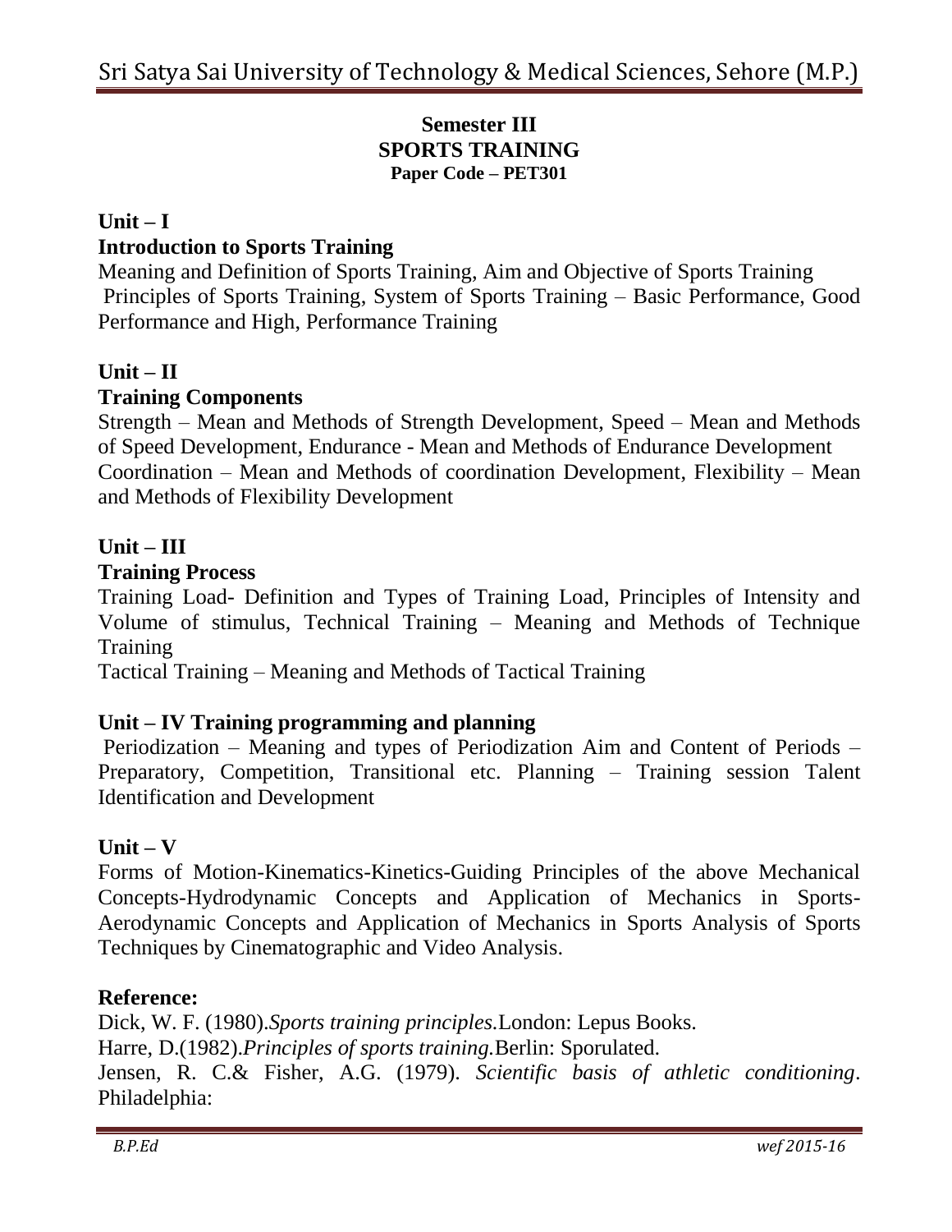**Semester III**
**SPORTS TRAINING**
**Paper Code – PET301**

## Unit – I

### Introduction to Sports Training

Meaning and Definition of Sports Training, Aim and Objective of Sports Training
Principles of Sports Training, System of Sports Training – Basic Performance, Good Performance and High, Performance Training

## Unit – II

### Training Components

Strength – Mean and Methods of Strength Development, Speed – Mean and Methods of Speed Development, Endurance - Mean and Methods of Endurance Development
Coordination – Mean and Methods of coordination Development, Flexibility – Mean and Methods of Flexibility Development

## Unit – III

### Training Process

Training Load- Definition and Types of Training Load, Principles of Intensity and Volume of stimulus, Technical Training – Meaning and Methods of Technique Training
Tactical Training – Meaning and Methods of Tactical Training

## Unit – IV Training programming and planning

Periodization – Meaning and types of Periodization Aim and Content of Periods – Preparatory, Competition, Transitional etc. Planning – Training session Talent Identification and Development

## Unit – V

Forms of Motion-Kinematics-Kinetics-Guiding Principles of the above Mechanical Concepts-Hydrodynamic Concepts and Application of Mechanics in Sports-Aerodynamic Concepts and Application of Mechanics in Sports Analysis of Sports Techniques by Cinematographic and Video Analysis.

## Reference:

Dick, W. F. (1980).*Sports training principles.*London: Lepus Books.
Harre, D.(1982).*Principles of sports training.*Berlin: Sporulated.
Jensen, R. C.& Fisher, A.G. (1979). *Scientific basis of athletic conditioning*. Philadelphia: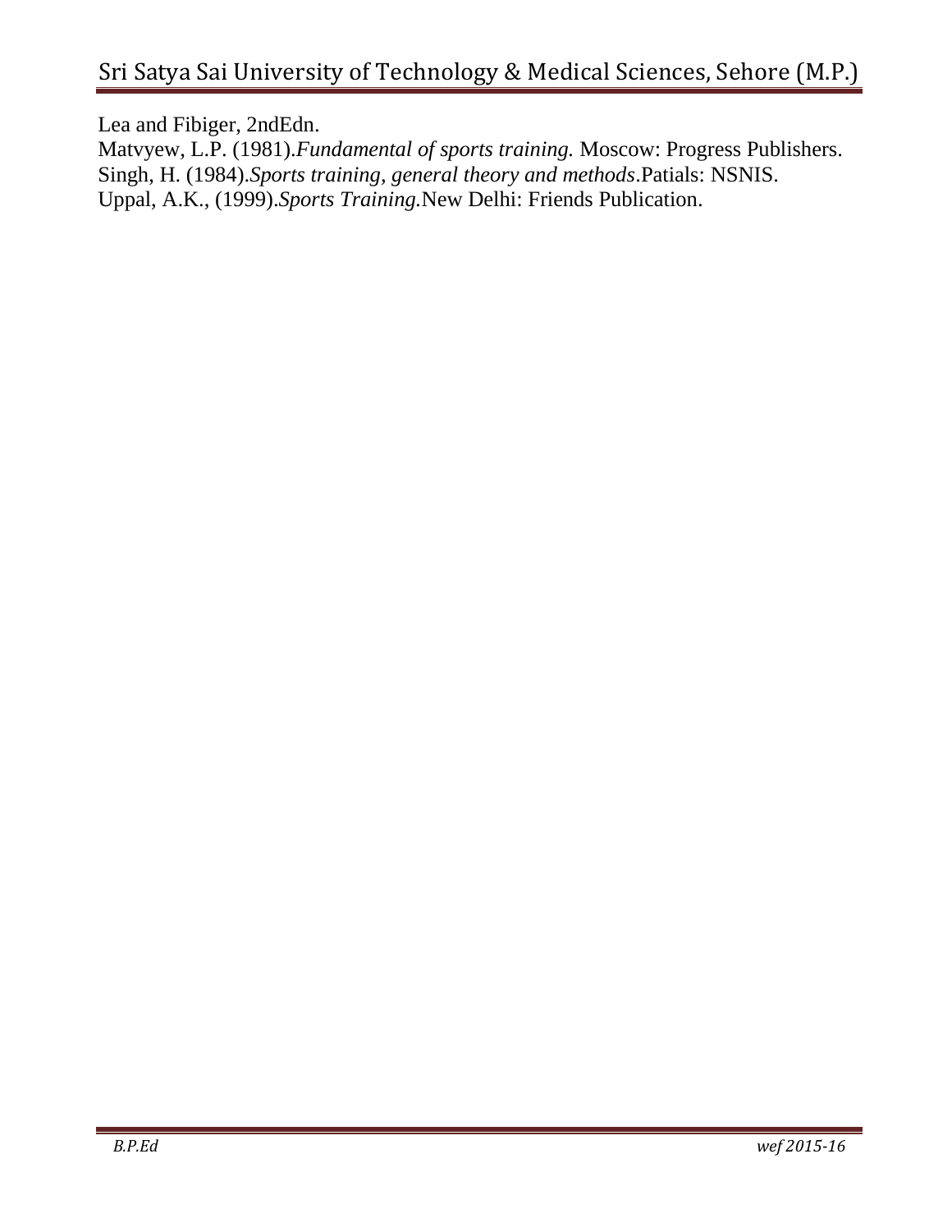Lea and Fibiger, 2ndEdn.

Matvyew, L.P. (1981).*Fundamental of sports training.* Moscow: Progress Publishers.

Singh, H. (1984).*Sports training, general theory and methods*.Patials: NSNIS.

Uppal, A.K., (1999).*Sports Training.*New Delhi: Friends Publication.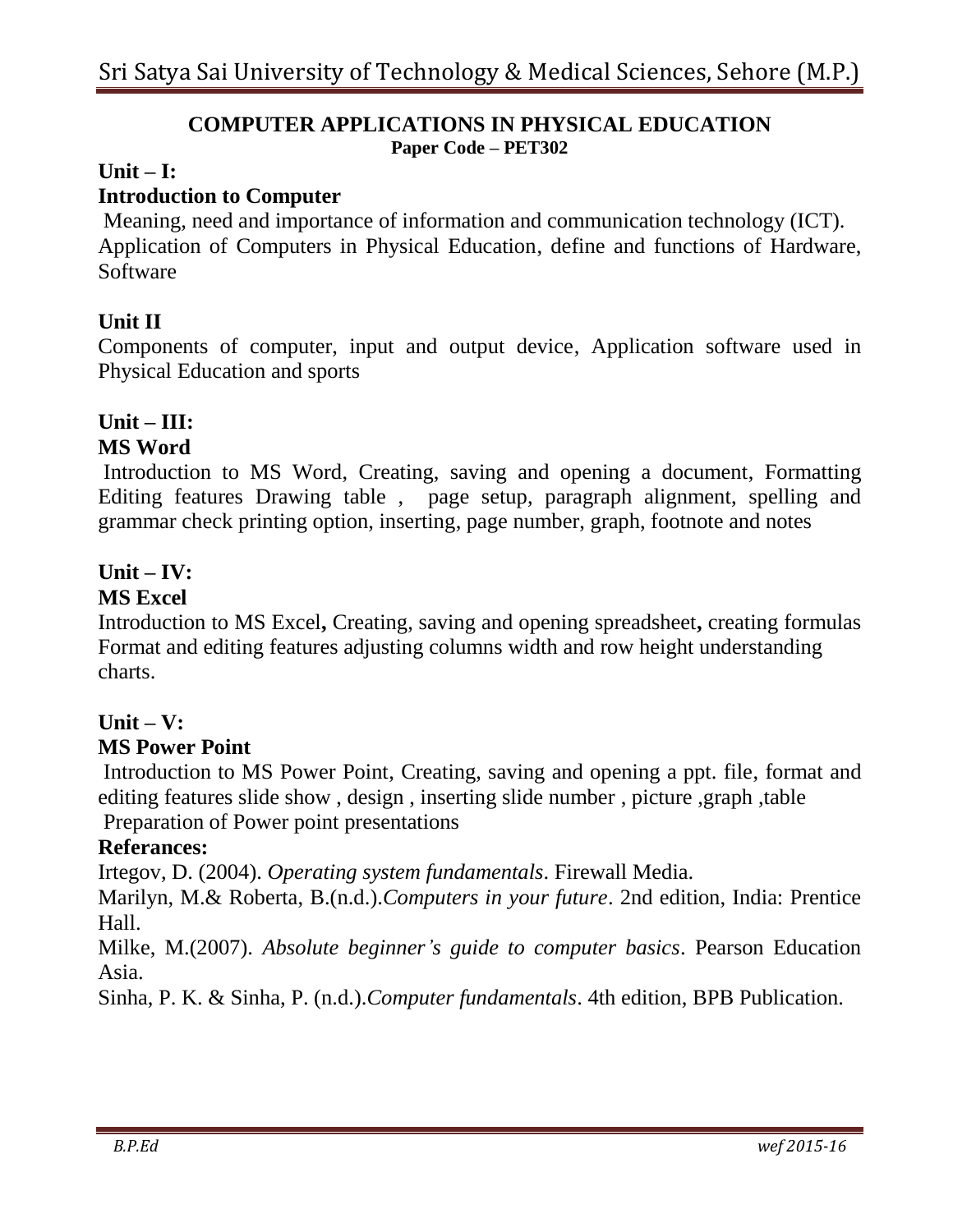## COMPUTER APPLICATIONS IN PHYSICAL EDUCATION

**Paper Code – PET302**

### Unit – I:

### Introduction to Computer

Meaning, need and importance of information and communication technology (ICT). Application of Computers in Physical Education, define and functions of Hardware, Software

### Unit II

Components of computer, input and output device, Application software used in Physical Education and sports

### Unit – III:

### MS Word

Introduction to MS Word, Creating, saving and opening a document, Formatting Editing features Drawing table , page setup, paragraph alignment, spelling and grammar check printing option, inserting, page number, graph, footnote and notes

### Unit – IV:

### MS Excel

Introduction to MS Excel**,** Creating, saving and opening spreadsheet**,** creating formulas Format and editing features adjusting columns width and row height understanding charts.

### Unit – V:

### MS Power Point

Introduction to MS Power Point, Creating, saving and opening a ppt. file, format and editing features slide show , design , inserting slide number , picture ,graph ,table

Preparation of Power point presentations

### Referances:

Irtegov, D. (2004). *Operating system fundamentals*. Firewall Media.

Marilyn, M.& Roberta, B.(n.d.).*Computers in your future*. 2nd edition, India: Prentice Hall.

Milke, M.(2007). *Absolute beginner's guide to computer basics*. Pearson Education Asia.

Sinha, P. K. & Sinha, P. (n.d.).*Computer fundamentals*. 4th edition, BPB Publication.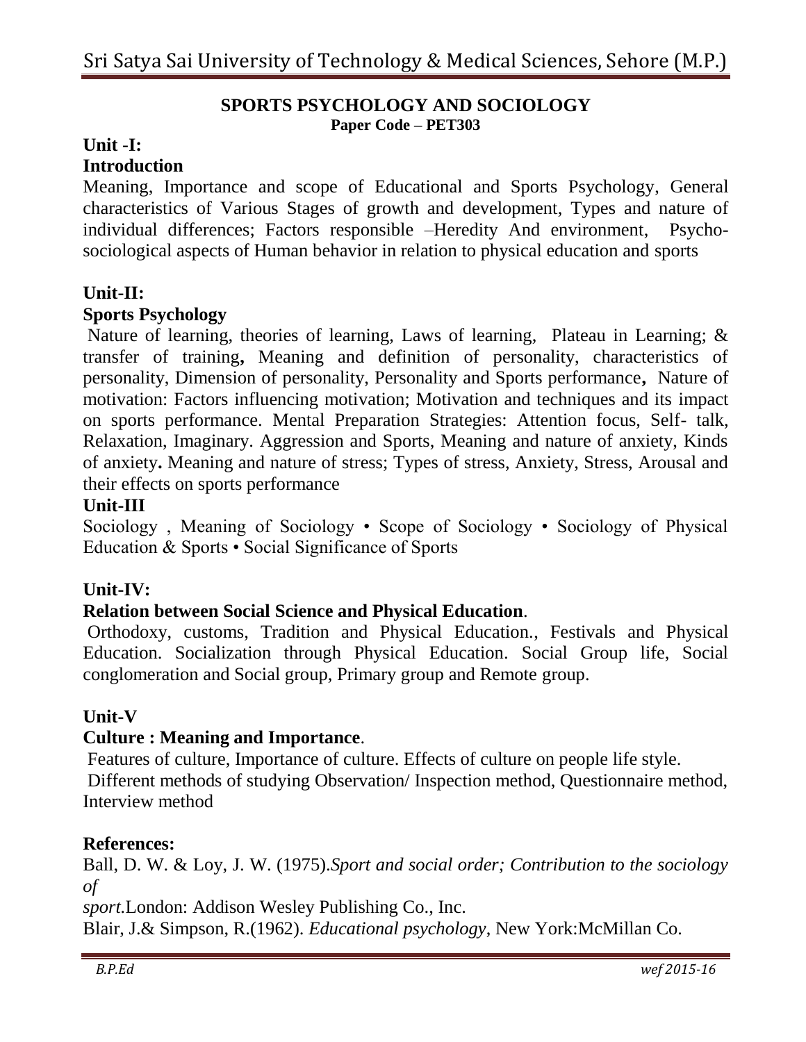## SPORTS PSYCHOLOGY AND SOCIOLOGY

**Paper Code – PET303**

### Unit -I:

### Introduction

Meaning, Importance and scope of Educational and Sports Psychology, General characteristics of Various Stages of growth and development, Types and nature of individual differences; Factors responsible –Heredity And environment, Psycho-sociological aspects of Human behavior in relation to physical education and sports

### Unit-II:

### Sports Psychology

Nature of learning, theories of learning, Laws of learning, Plateau in Learning; & transfer of training**,** Meaning and definition of personality, characteristics of personality, Dimension of personality, Personality and Sports performance**,** Nature of motivation: Factors influencing motivation; Motivation and techniques and its impact on sports performance. Mental Preparation Strategies: Attention focus, Self- talk, Relaxation, Imaginary. Aggression and Sports, Meaning and nature of anxiety, Kinds of anxiety**.** Meaning and nature of stress; Types of stress, Anxiety, Stress, Arousal and their effects on sports performance

### Unit-III

Sociology , Meaning of Sociology • Scope of Sociology • Sociology of Physical Education & Sports • Social Significance of Sports

### Unit-IV:

### Relation between Social Science and Physical Education.

Orthodoxy, customs, Tradition and Physical Education., Festivals and Physical Education. Socialization through Physical Education. Social Group life, Social conglomeration and Social group, Primary group and Remote group.

### Unit-V

### Culture : Meaning and Importance.

Features of culture, Importance of culture. Effects of culture on people life style.

Different methods of studying Observation/ Inspection method, Questionnaire method, Interview method

### References:

Ball, D. W. & Loy, J. W. (1975).*Sport and social order; Contribution to the sociology of sport.*London: Addison Wesley Publishing Co., Inc.

Blair, J.& Simpson, R.(1962). *Educational psychology*, New York:McMillan Co.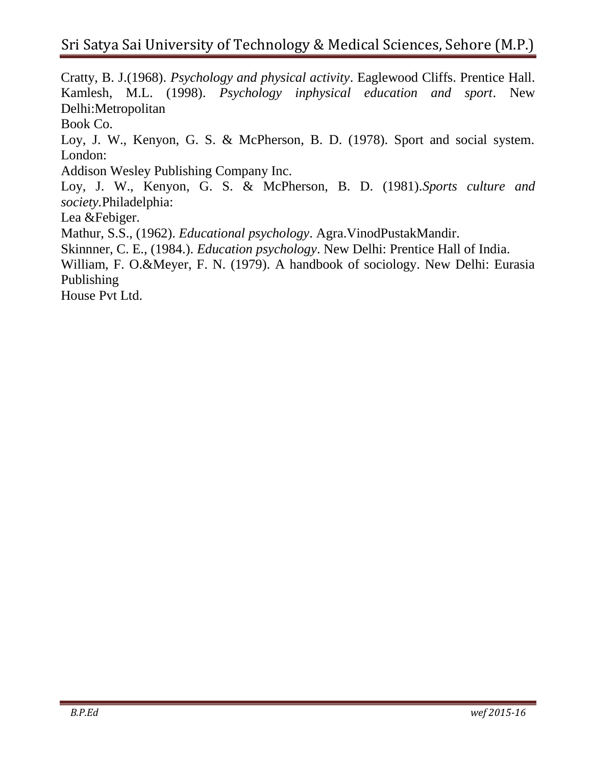Cratty, B. J.(1968). *Psychology and physical activity*. Eaglewood Cliffs. Prentice Hall.
Kamlesh, M.L. (1998). *Psychology inphysical education and sport*. New Delhi:Metropolitan Book Co.

Loy, J. W., Kenyon, G. S. & McPherson, B. D. (1978). Sport and social system. London: Addison Wesley Publishing Company Inc.

Loy, J. W., Kenyon, G. S. & McPherson, B. D. (1981).*Sports culture and society*.Philadelphia: Lea &Febiger.

Mathur, S.S., (1962). *Educational psychology*. Agra.VinodPustakMandir.

Skinnner, C. E., (1984.). *Education psychology*. New Delhi: Prentice Hall of India.

William, F. O.&Meyer, F. N. (1979). A handbook of sociology. New Delhi: Eurasia Publishing House Pvt Ltd.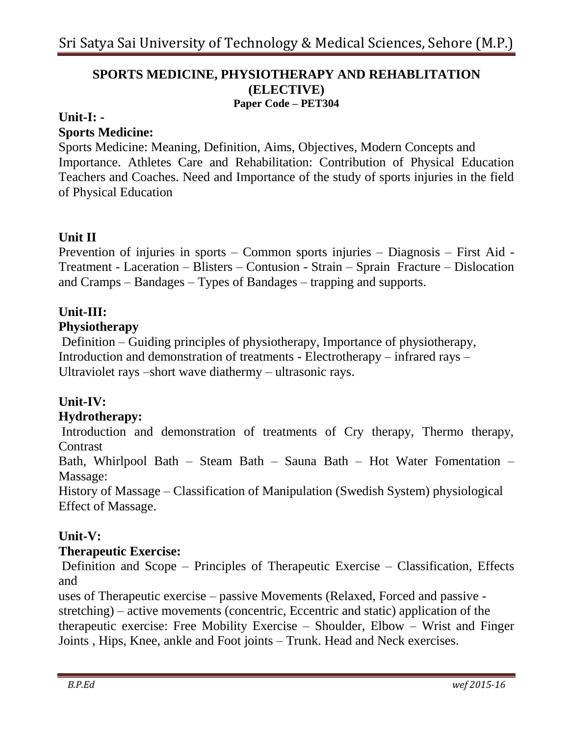## SPORTS MEDICINE, PHYSIOTHERAPY AND REHABLITATION (ELECTIVE)

**Paper Code – PET304**

### Unit-I: -

### Sports Medicine:

Sports Medicine: Meaning, Definition, Aims, Objectives, Modern Concepts and Importance. Athletes Care and Rehabilitation: Contribution of Physical Education Teachers and Coaches. Need and Importance of the study of sports injuries in the field of Physical Education

### Unit II

Prevention of injuries in sports – Common sports injuries – Diagnosis – First Aid - Treatment - Laceration – Blisters – Contusion - Strain – Sprain Fracture – Dislocation and Cramps – Bandages – Types of Bandages – trapping and supports.

### Unit-III:

### Physiotherapy

Definition – Guiding principles of physiotherapy, Importance of physiotherapy, Introduction and demonstration of treatments - Electrotherapy – infrared rays – Ultraviolet rays –short wave diathermy – ultrasonic rays.

### Unit-IV:

### Hydrotherapy:

Introduction and demonstration of treatments of Cry therapy, Thermo therapy, Contrast Bath, Whirlpool Bath – Steam Bath – Sauna Bath – Hot Water Fomentation – Massage:

History of Massage – Classification of Manipulation (Swedish System) physiological Effect of Massage.

### Unit-V:

### Therapeutic Exercise:

Definition and Scope – Principles of Therapeutic Exercise – Classification, Effects and uses of Therapeutic exercise – passive Movements (Relaxed, Forced and passive - stretching) – active movements (concentric, Eccentric and static) application of the therapeutic exercise: Free Mobility Exercise – Shoulder, Elbow – Wrist and Finger Joints , Hips, Knee, ankle and Foot joints – Trunk. Head and Neck exercises.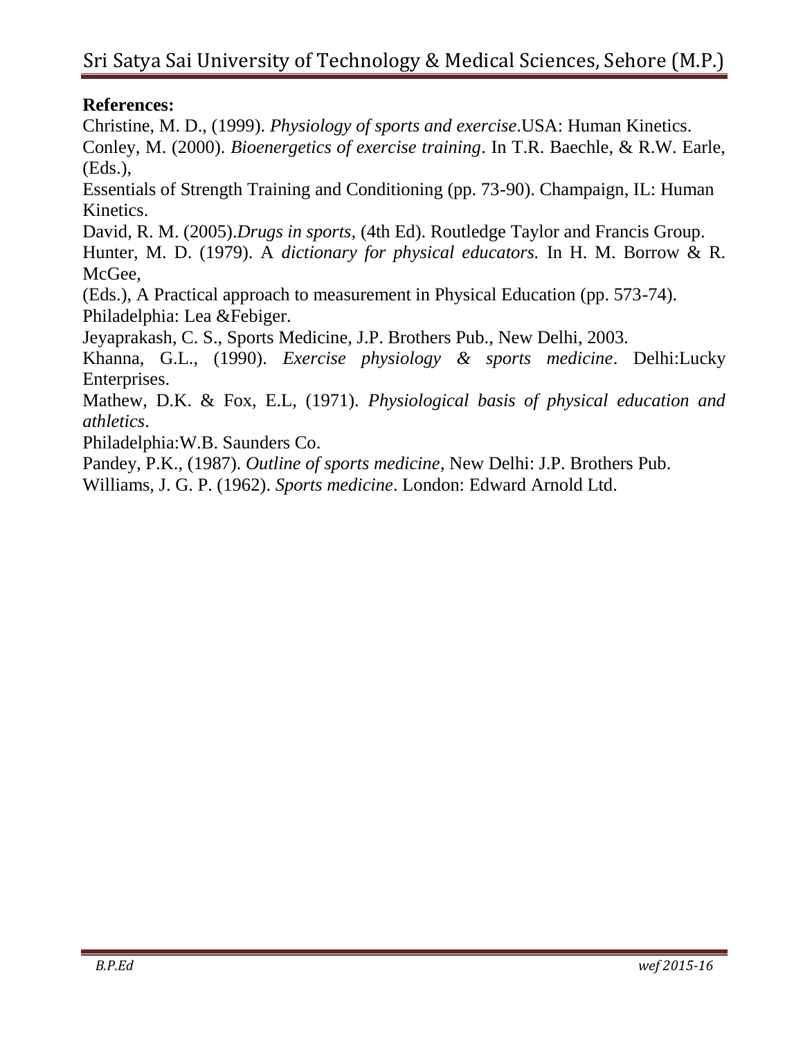**References:**

Christine, M. D., (1999). *Physiology of sports and exercise*.USA: Human Kinetics.

Conley, M. (2000). *Bioenergetics of exercise training*. In T.R. Baechle, & R.W. Earle, (Eds.),

Essentials of Strength Training and Conditioning (pp. 73-90). Champaign, IL: Human Kinetics.

David, R. M. (2005).*Drugs in sports*, (4th Ed). Routledge Taylor and Francis Group.

Hunter, M. D. (1979). A *dictionary for physical educators.* In H. M. Borrow & R. McGee,

(Eds.), A Practical approach to measurement in Physical Education (pp. 573-74). Philadelphia: Lea &Febiger.

Jeyaprakash, C. S., Sports Medicine, J.P. Brothers Pub., New Delhi, 2003.

Khanna, G.L., (1990). *Exercise physiology & sports medicine*. Delhi:Lucky Enterprises.

Mathew, D.K. & Fox, E.L, (1971). *Physiological basis of physical education and athletics*.

Philadelphia:W.B. Saunders Co.

Pandey, P.K., (1987). *Outline of sports medicine*, New Delhi: J.P. Brothers Pub.

Williams, J. G. P. (1962). *Sports medicine*. London: Edward Arnold Ltd.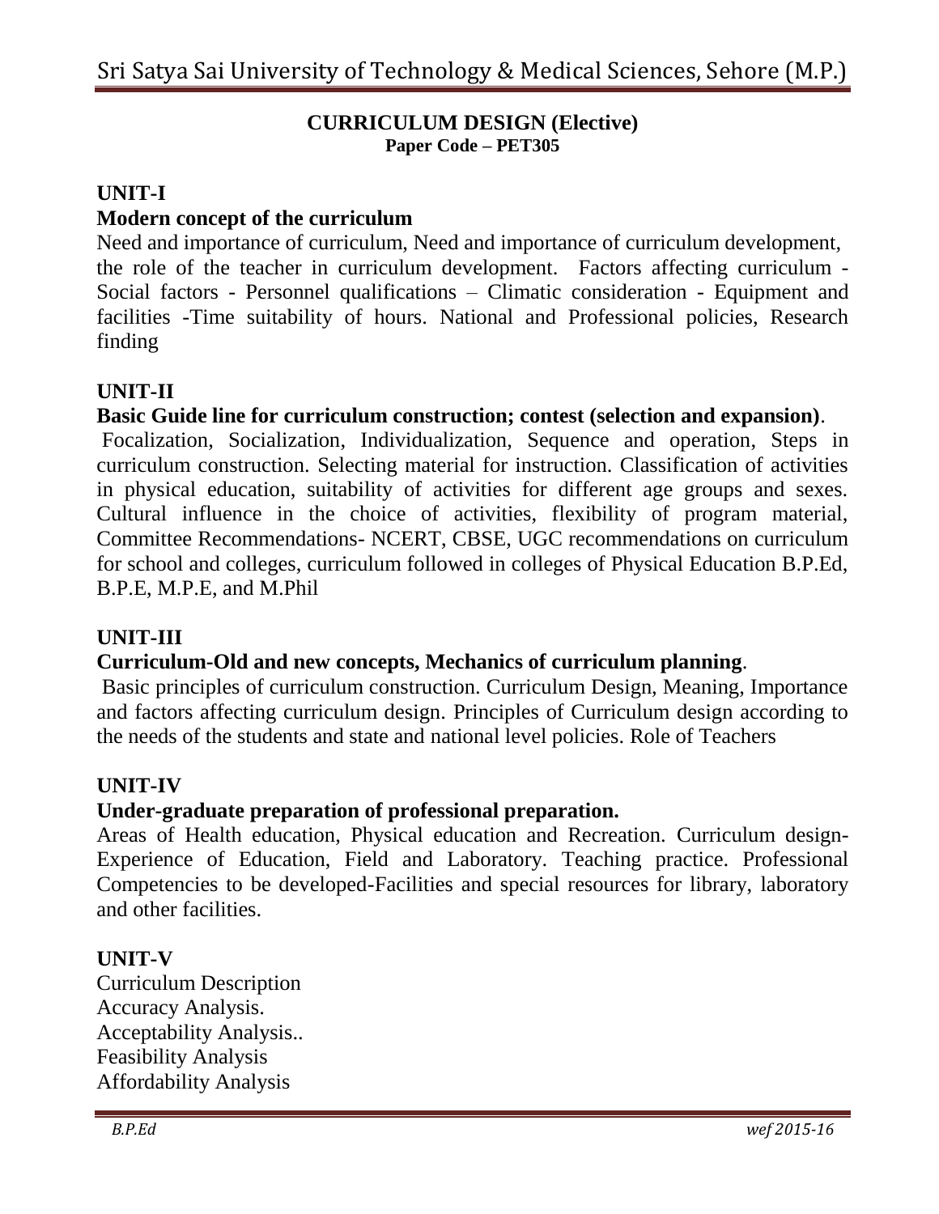**CURRICULUM DESIGN (Elective)**
**Paper Code – PET305**

**UNIT-I**

**Modern concept of the curriculum**

Need and importance of curriculum, Need and importance of curriculum development, the role of the teacher in curriculum development. Factors affecting curriculum - Social factors - Personnel qualifications – Climatic consideration - Equipment and facilities -Time suitability of hours. National and Professional policies, Research finding

**UNIT-II**

**Basic Guide line for curriculum construction; contest (selection and expansion)**.

Focalization, Socialization, Individualization, Sequence and operation, Steps in curriculum construction. Selecting material for instruction. Classification of activities in physical education, suitability of activities for different age groups and sexes. Cultural influence in the choice of activities, flexibility of program material, Committee Recommendations- NCERT, CBSE, UGC recommendations on curriculum for school and colleges, curriculum followed in colleges of Physical Education B.P.Ed, B.P.E, M.P.E, and M.Phil

**UNIT-III**

**Curriculum-Old and new concepts, Mechanics of curriculum planning**.

Basic principles of curriculum construction. Curriculum Design, Meaning, Importance and factors affecting curriculum design. Principles of Curriculum design according to the needs of the students and state and national level policies. Role of Teachers

**UNIT-IV**

**Under-graduate preparation of professional preparation.**

Areas of Health education, Physical education and Recreation. Curriculum design-Experience of Education, Field and Laboratory. Teaching practice. Professional Competencies to be developed-Facilities and special resources for library, laboratory and other facilities.

**UNIT-V**

Curriculum Description
Accuracy Analysis.
Acceptability Analysis..
Feasibility Analysis
Affordability Analysis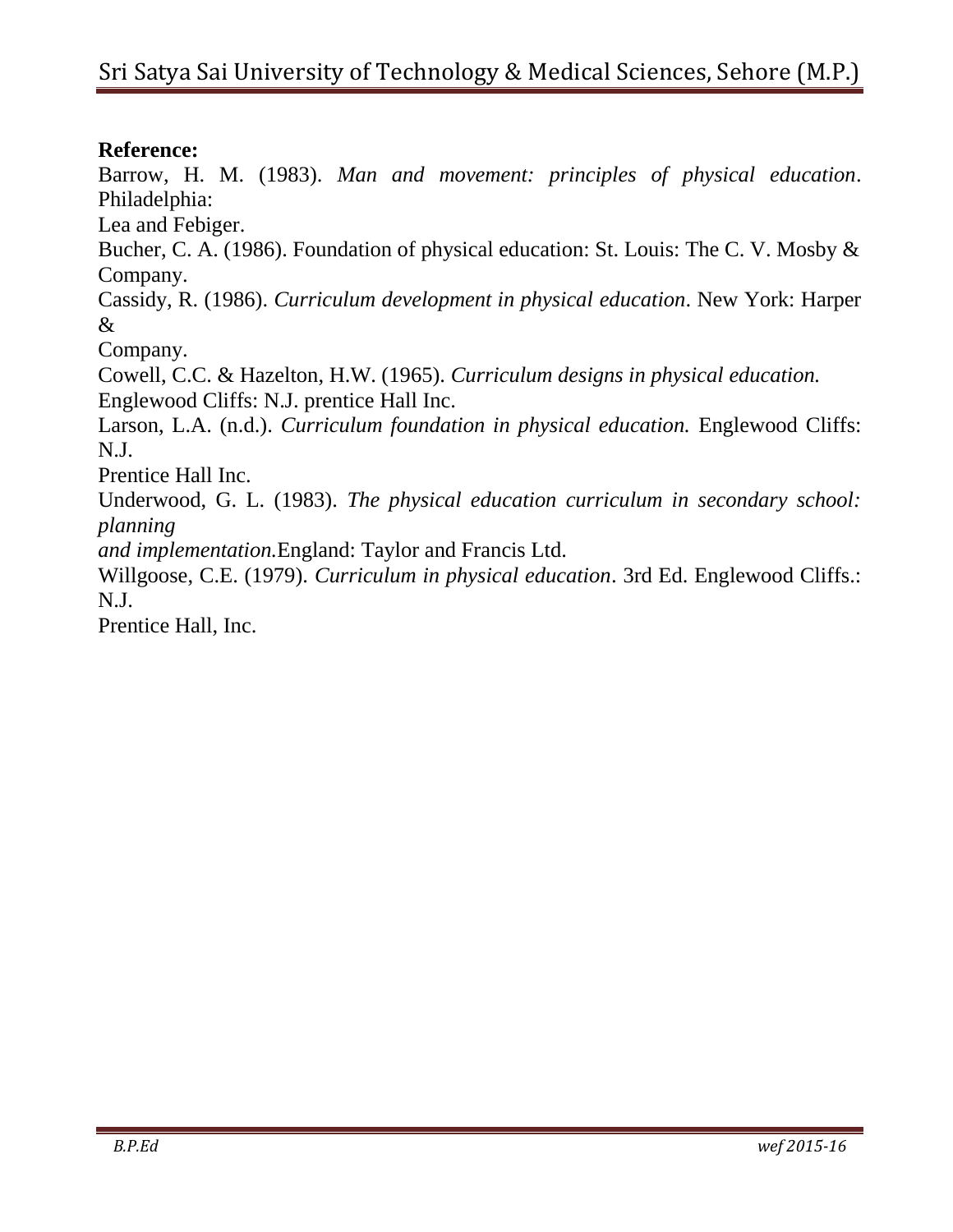**Reference:**

Barrow, H. M. (1983). *Man and movement: principles of physical education*. Philadelphia: Lea and Febiger.

Bucher, C. A. (1986). Foundation of physical education: St. Louis: The C. V. Mosby & Company.

Cassidy, R. (1986). *Curriculum development in physical education*. New York: Harper & Company.

Cowell, C.C. & Hazelton, H.W. (1965). *Curriculum designs in physical education.* Englewood Cliffs: N.J. prentice Hall Inc.

Larson, L.A. (n.d.). *Curriculum foundation in physical education.* Englewood Cliffs: N.J. Prentice Hall Inc.

Underwood, G. L. (1983). *The physical education curriculum in secondary school: planning and implementation.*England: Taylor and Francis Ltd.

Willgoose, C.E. (1979). *Curriculum in physical education*. 3rd Ed. Englewood Cliffs.: N.J. Prentice Hall, Inc.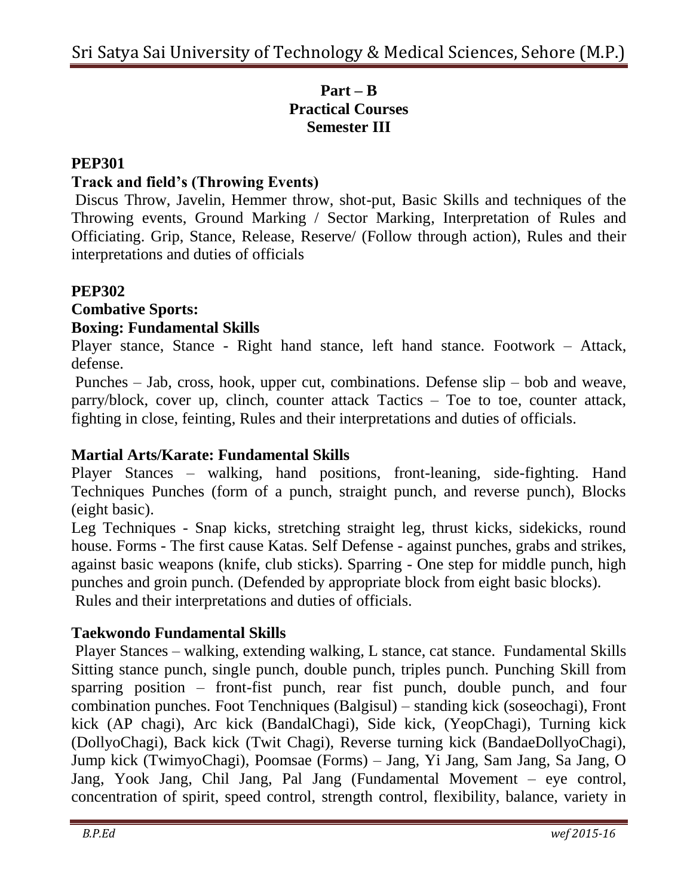**Part – B**
**Practical Courses**
**Semester III**

**PEP301**

**Track and field's (Throwing Events)**

Discus Throw, Javelin, Hemmer throw, shot-put, Basic Skills and techniques of the Throwing events, Ground Marking / Sector Marking, Interpretation of Rules and Officiating. Grip, Stance, Release, Reserve/ (Follow through action), Rules and their interpretations and duties of officials

**PEP302**

**Combative Sports:**

**Boxing: Fundamental Skills**

Player stance, Stance - Right hand stance, left hand stance. Footwork – Attack, defense.

Punches – Jab, cross, hook, upper cut, combinations. Defense slip – bob and weave, parry/block, cover up, clinch, counter attack Tactics – Toe to toe, counter attack, fighting in close, feinting, Rules and their interpretations and duties of officials.

**Martial Arts/Karate: Fundamental Skills**

Player Stances – walking, hand positions, front-leaning, side-fighting. Hand Techniques Punches (form of a punch, straight punch, and reverse punch), Blocks (eight basic).

Leg Techniques - Snap kicks, stretching straight leg, thrust kicks, sidekicks, round house. Forms - The first cause Katas. Self Defense - against punches, grabs and strikes, against basic weapons (knife, club sticks). Sparring - One step for middle punch, high punches and groin punch. (Defended by appropriate block from eight basic blocks).

Rules and their interpretations and duties of officials.

**Taekwondo Fundamental Skills**

Player Stances – walking, extending walking, L stance, cat stance. Fundamental Skills Sitting stance punch, single punch, double punch, triples punch. Punching Skill from sparring position – front-fist punch, rear fist punch, double punch, and four combination punches. Foot Tenchniques (Balgisul) – standing kick (soseochagi), Front kick (AP chagi), Arc kick (BandalChagi), Side kick, (YeopChagi), Turning kick (DollyoChagi), Back kick (Twit Chagi), Reverse turning kick (BandaeDollyoChagi), Jump kick (TwimyoChagi), Poomsae (Forms) – Jang, Yi Jang, Sam Jang, Sa Jang, O Jang, Yook Jang, Chil Jang, Pal Jang (Fundamental Movement – eye control, concentration of spirit, speed control, strength control, flexibility, balance, variety in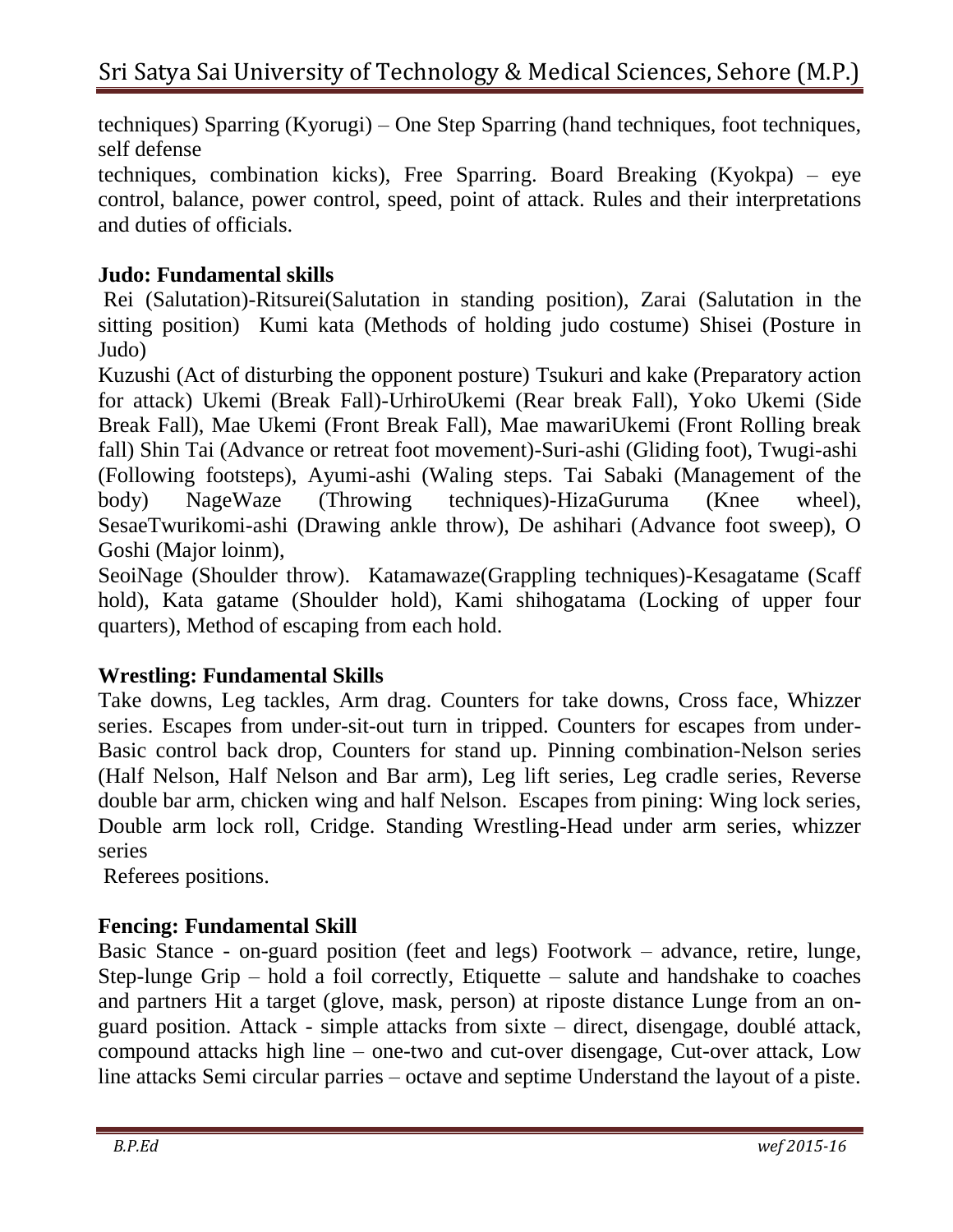techniques) Sparring (Kyorugi) – One Step Sparring (hand techniques, foot techniques, self defense

techniques, combination kicks), Free Sparring. Board Breaking (Kyokpa) – eye control, balance, power control, speed, point of attack. Rules and their interpretations and duties of officials.

**Judo: Fundamental skills**

Rei (Salutation)-Ritsurei(Salutation in standing position), Zarai (Salutation in the sitting position) Kumi kata (Methods of holding judo costume) Shisei (Posture in Judo)

Kuzushi (Act of disturbing the opponent posture) Tsukuri and kake (Preparatory action for attack) Ukemi (Break Fall)-UrhiroUkemi (Rear break Fall), Yoko Ukemi (Side Break Fall), Mae Ukemi (Front Break Fall), Mae mawariUkemi (Front Rolling break fall) Shin Tai (Advance or retreat foot movement)-Suri-ashi (Gliding foot), Twugi-ashi (Following footsteps), Ayumi-ashi (Waling steps. Tai Sabaki (Management of the body) NageWaze (Throwing techniques)-HizaGuruma (Knee wheel), SesaeTwurikomi-ashi (Drawing ankle throw), De ashihari (Advance foot sweep), O Goshi (Major loinm),

SeoiNage (Shoulder throw). Katamawaze(Grappling techniques)-Kesagatame (Scaff hold), Kata gatame (Shoulder hold), Kami shihogatama (Locking of upper four quarters), Method of escaping from each hold.

**Wrestling: Fundamental Skills**

Take downs, Leg tackles, Arm drag. Counters for take downs, Cross face, Whizzer series. Escapes from under-sit-out turn in tripped. Counters for escapes from under-Basic control back drop, Counters for stand up. Pinning combination-Nelson series (Half Nelson, Half Nelson and Bar arm), Leg lift series, Leg cradle series, Reverse double bar arm, chicken wing and half Nelson. Escapes from pining: Wing lock series, Double arm lock roll, Cridge. Standing Wrestling-Head under arm series, whizzer series

Referees positions.

**Fencing: Fundamental Skill**

Basic Stance - on-guard position (feet and legs) Footwork – advance, retire, lunge, Step-lunge Grip – hold a foil correctly, Etiquette – salute and handshake to coaches and partners Hit a target (glove, mask, person) at riposte distance Lunge from an on-guard position. Attack - simple attacks from sixte – direct, disengage, doublé attack, compound attacks high line – one-two and cut-over disengage, Cut-over attack, Low line attacks Semi circular parries – octave and septime Understand the layout of a piste.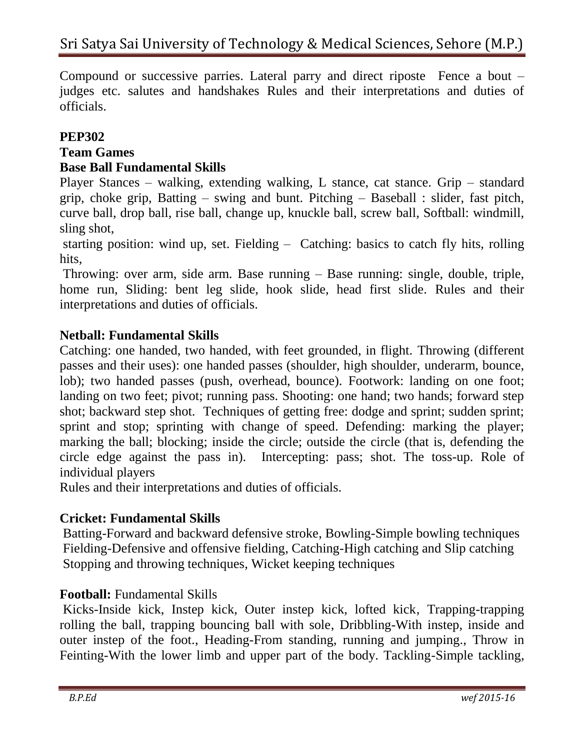Compound or successive parries. Lateral parry and direct riposte Fence a bout – judges etc. salutes and handshakes Rules and their interpretations and duties of officials.

**PEP302**

**Team Games**

**Base Ball Fundamental Skills**

Player Stances – walking, extending walking, L stance, cat stance. Grip – standard grip, choke grip, Batting – swing and bunt. Pitching – Baseball : slider, fast pitch, curve ball, drop ball, rise ball, change up, knuckle ball, screw ball, Softball: windmill, sling shot,

starting position: wind up, set. Fielding – Catching: basics to catch fly hits, rolling hits,

Throwing: over arm, side arm. Base running – Base running: single, double, triple, home run, Sliding: bent leg slide, hook slide, head first slide. Rules and their interpretations and duties of officials.

**Netball: Fundamental Skills**

Catching: one handed, two handed, with feet grounded, in flight. Throwing (different passes and their uses): one handed passes (shoulder, high shoulder, underarm, bounce, lob); two handed passes (push, overhead, bounce). Footwork: landing on one foot; landing on two feet; pivot; running pass. Shooting: one hand; two hands; forward step shot; backward step shot. Techniques of getting free: dodge and sprint; sudden sprint; sprint and stop; sprinting with change of speed. Defending: marking the player; marking the ball; blocking; inside the circle; outside the circle (that is, defending the circle edge against the pass in). Intercepting: pass; shot. The toss-up. Role of individual players

Rules and their interpretations and duties of officials.

**Cricket: Fundamental Skills**

Batting-Forward and backward defensive stroke, Bowling-Simple bowling techniques
Fielding-Defensive and offensive fielding, Catching-High catching and Slip catching
Stopping and throwing techniques, Wicket keeping techniques

**Football:** Fundamental Skills

Kicks-Inside kick, Instep kick, Outer instep kick, lofted kick, Trapping-trapping rolling the ball, trapping bouncing ball with sole, Dribbling-With instep, inside and outer instep of the foot., Heading-From standing, running and jumping., Throw in Feinting-With the lower limb and upper part of the body. Tackling-Simple tackling,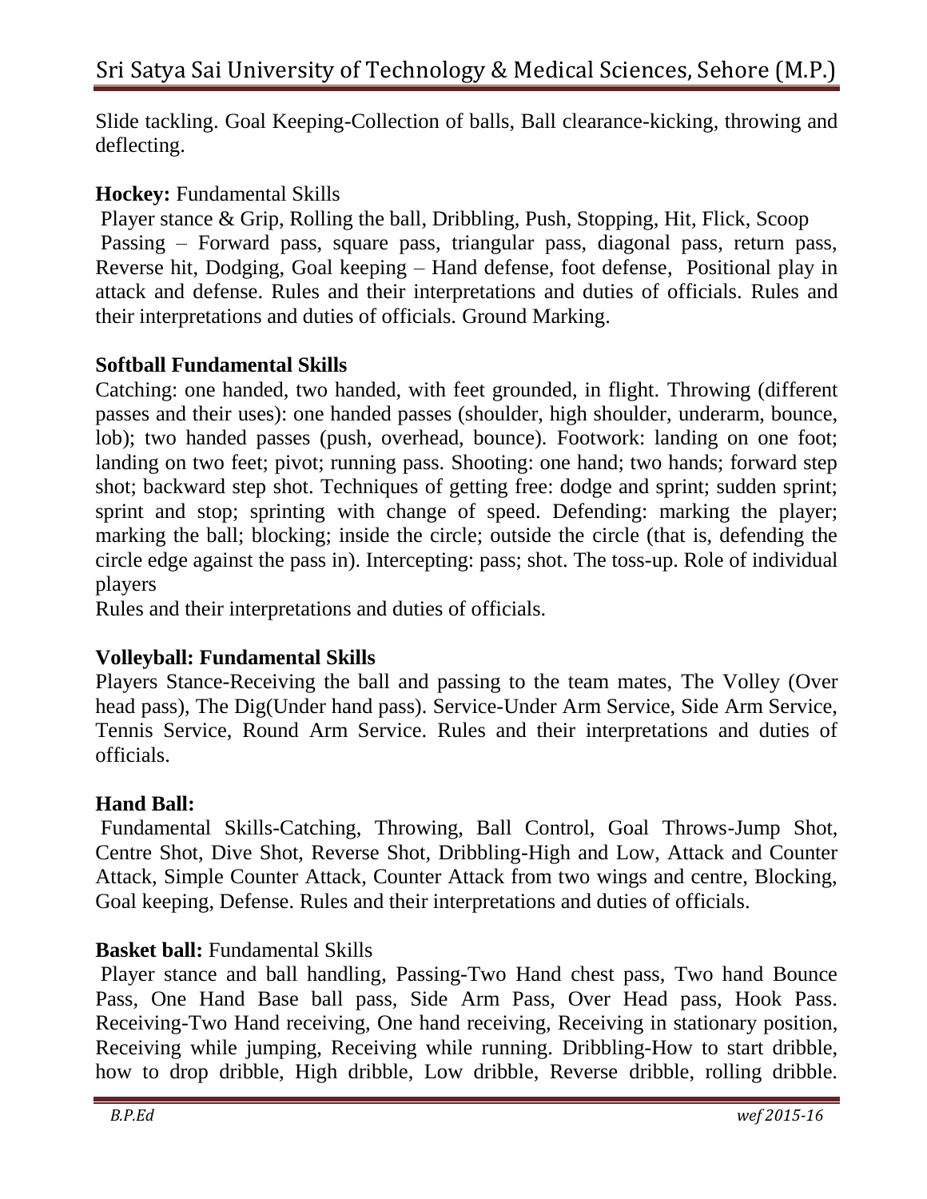Slide tackling. Goal Keeping-Collection of balls, Ball clearance-kicking, throwing and deflecting.

**Hockey:** Fundamental Skills

Player stance & Grip, Rolling the ball, Dribbling, Push, Stopping, Hit, Flick, Scoop Passing – Forward pass, square pass, triangular pass, diagonal pass, return pass, Reverse hit, Dodging, Goal keeping – Hand defense, foot defense, Positional play in attack and defense. Rules and their interpretations and duties of officials. Rules and their interpretations and duties of officials. Ground Marking.

**Softball Fundamental Skills**

Catching: one handed, two handed, with feet grounded, in flight. Throwing (different passes and their uses): one handed passes (shoulder, high shoulder, underarm, bounce, lob); two handed passes (push, overhead, bounce). Footwork: landing on one foot; landing on two feet; pivot; running pass. Shooting: one hand; two hands; forward step shot; backward step shot. Techniques of getting free: dodge and sprint; sudden sprint; sprint and stop; sprinting with change of speed. Defending: marking the player; marking the ball; blocking; inside the circle; outside the circle (that is, defending the circle edge against the pass in). Intercepting: pass; shot. The toss-up. Role of individual players

Rules and their interpretations and duties of officials.

**Volleyball: Fundamental Skills**

Players Stance-Receiving the ball and passing to the team mates, The Volley (Over head pass), The Dig(Under hand pass). Service-Under Arm Service, Side Arm Service, Tennis Service, Round Arm Service. Rules and their interpretations and duties of officials.

**Hand Ball:**

Fundamental Skills-Catching, Throwing, Ball Control, Goal Throws-Jump Shot, Centre Shot, Dive Shot, Reverse Shot, Dribbling-High and Low, Attack and Counter Attack, Simple Counter Attack, Counter Attack from two wings and centre, Blocking, Goal keeping, Defense. Rules and their interpretations and duties of officials.

**Basket ball:** Fundamental Skills

Player stance and ball handling, Passing-Two Hand chest pass, Two hand Bounce Pass, One Hand Base ball pass, Side Arm Pass, Over Head pass, Hook Pass. Receiving-Two Hand receiving, One hand receiving, Receiving in stationary position, Receiving while jumping, Receiving while running. Dribbling-How to start dribble, how to drop dribble, High dribble, Low dribble, Reverse dribble, rolling dribble.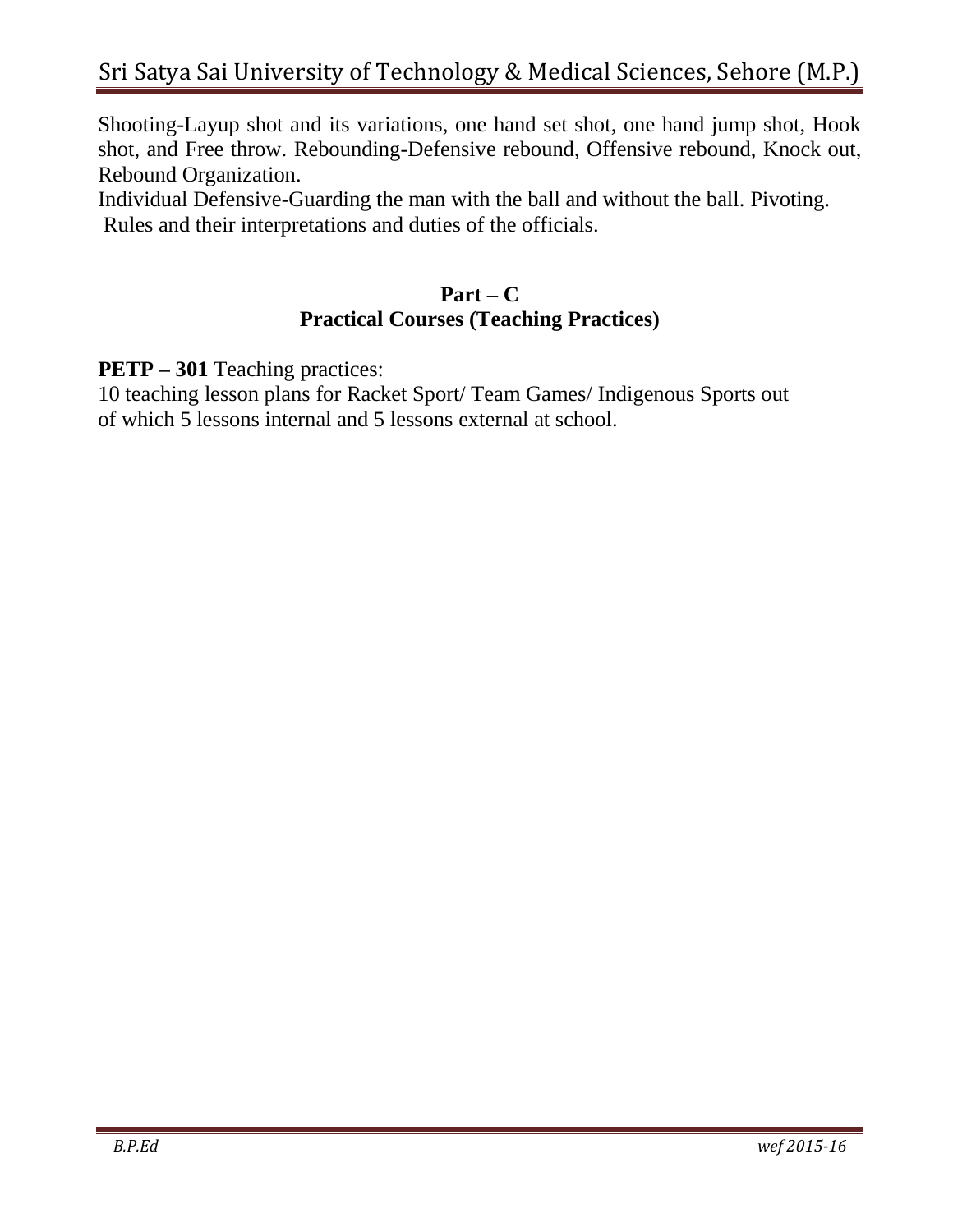Shooting-Layup shot and its variations, one hand set shot, one hand jump shot, Hook shot, and Free throw. Rebounding-Defensive rebound, Offensive rebound, Knock out, Rebound Organization.

Individual Defensive-Guarding the man with the ball and without the ball. Pivoting.

Rules and their interpretations and duties of the officials.

## Part – C
## Practical Courses (Teaching Practices)

**PETP – 301** Teaching practices:

10 teaching lesson plans for Racket Sport/ Team Games/ Indigenous Sports out of which 5 lessons internal and 5 lessons external at school.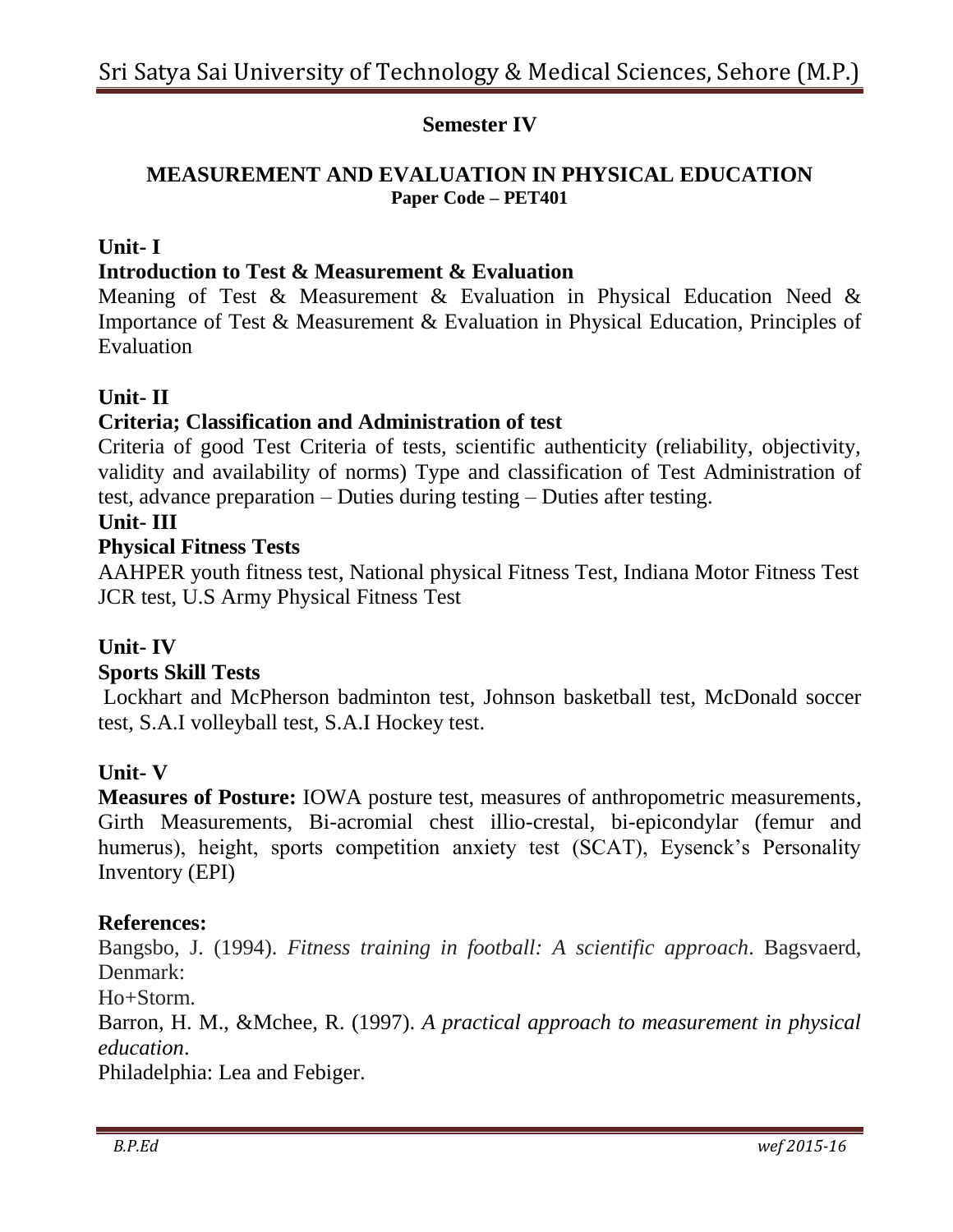## Semester IV

## MEASUREMENT AND EVALUATION IN PHYSICAL EDUCATION

**Paper Code – PET401**

### Unit- I

**Introduction to Test & Measurement & Evaluation**

Meaning of Test & Measurement & Evaluation in Physical Education Need & Importance of Test & Measurement & Evaluation in Physical Education, Principles of Evaluation

### Unit- II

**Criteria; Classification and Administration of test**

Criteria of good Test Criteria of tests, scientific authenticity (reliability, objectivity, validity and availability of norms) Type and classification of Test Administration of test, advance preparation – Duties during testing – Duties after testing.

### Unit- III

**Physical Fitness Tests**

AAHPER youth fitness test, National physical Fitness Test, Indiana Motor Fitness Test JCR test, U.S Army Physical Fitness Test

### Unit- IV

**Sports Skill Tests**

Lockhart and McPherson badminton test, Johnson basketball test, McDonald soccer test, S.A.I volleyball test, S.A.I Hockey test.

### Unit- V

**Measures of Posture:** IOWA posture test, measures of anthropometric measurements, Girth Measurements, Bi-acromial chest illio-crestal, bi-epicondylar (femur and humerus), height, sports competition anxiety test (SCAT), Eysenck's Personality Inventory (EPI)

### References:

Bangsbo, J. (1994). *Fitness training in football: A scientific approach*. Bagsvaerd, Denmark:
Ho+Storm.

Barron, H. M., &Mchee, R. (1997). *A practical approach to measurement in physical education*.
Philadelphia: Lea and Febiger.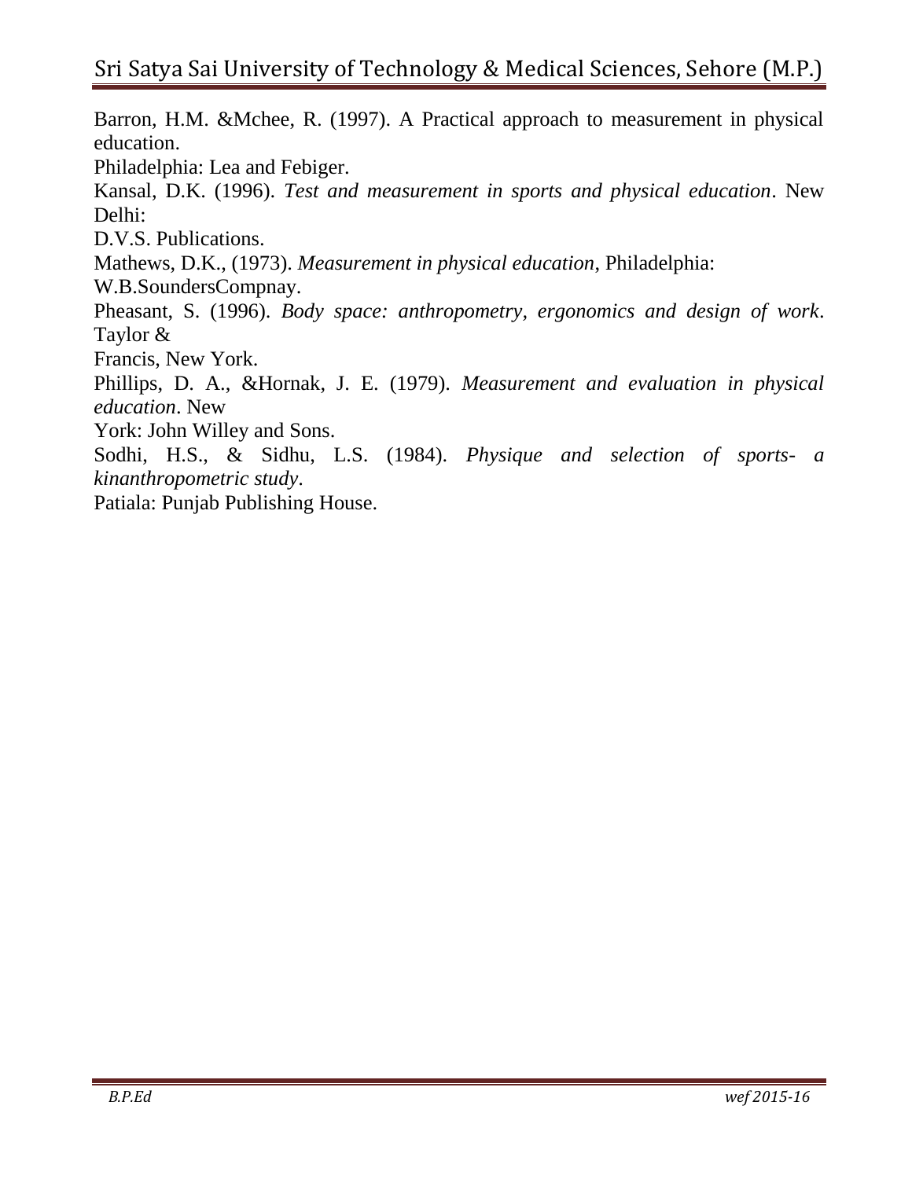Barron, H.M. &Mchee, R. (1997). A Practical approach to measurement in physical education.

Philadelphia: Lea and Febiger.

Kansal, D.K. (1996). *Test and measurement in sports and physical education*. New Delhi:

D.V.S. Publications.

Mathews, D.K., (1973). *Measurement in physical education*, Philadelphia:

W.B.SoundersCompnay.

Pheasant, S. (1996). *Body space: anthropometry, ergonomics and design of work*. Taylor &

Francis, New York.

Phillips, D. A., &Hornak, J. E. (1979). *Measurement and evaluation in physical education*. New

York: John Willey and Sons.

Sodhi, H.S., & Sidhu, L.S. (1984). *Physique and selection of sports- a kinanthropometric study*.

Patiala: Punjab Publishing House.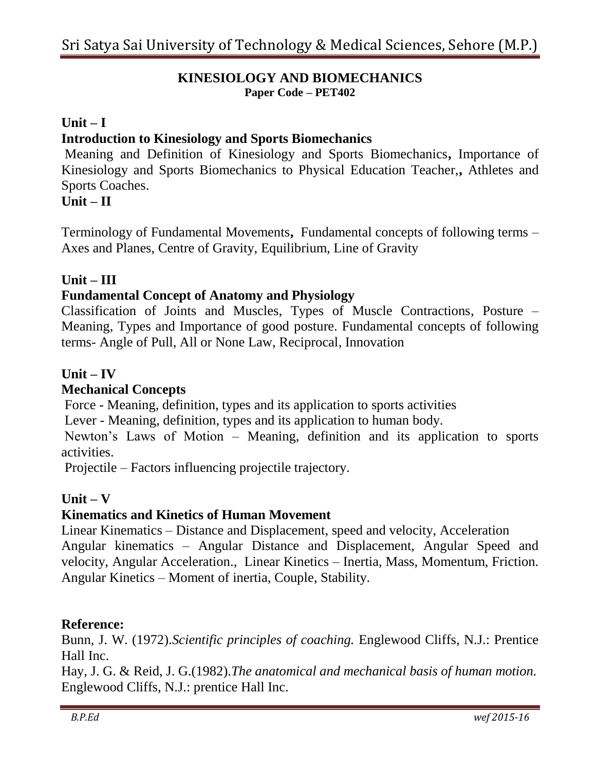## KINESIOLOGY AND BIOMECHANICS

**Paper Code – PET402**

**Unit – I**

**Introduction to Kinesiology and Sports Biomechanics**

Meaning and Definition of Kinesiology and Sports Biomechanics**,** Importance of Kinesiology and Sports Biomechanics to Physical Education Teacher,**,** Athletes and Sports Coaches.

**Unit – II**

Terminology of Fundamental Movements**,** Fundamental concepts of following terms – Axes and Planes, Centre of Gravity, Equilibrium, Line of Gravity

**Unit – III**

**Fundamental Concept of Anatomy and Physiology**

Classification of Joints and Muscles, Types of Muscle Contractions, Posture – Meaning, Types and Importance of good posture. Fundamental concepts of following terms- Angle of Pull, All or None Law, Reciprocal, Innovation

**Unit – IV**

**Mechanical Concepts**

Force - Meaning, definition, types and its application to sports activities

Lever - Meaning, definition, types and its application to human body.

Newton's Laws of Motion – Meaning, definition and its application to sports activities.

Projectile – Factors influencing projectile trajectory.

**Unit – V**

**Kinematics and Kinetics of Human Movement**

Linear Kinematics – Distance and Displacement, speed and velocity, Acceleration

Angular kinematics – Angular Distance and Displacement, Angular Speed and velocity, Angular Acceleration., Linear Kinetics – Inertia, Mass, Momentum, Friction. Angular Kinetics – Moment of inertia, Couple, Stability.

**Reference:**

Bunn, J. W. (1972).*Scientific principles of coaching.* Englewood Cliffs, N.J.: Prentice Hall Inc.

Hay, J. G. & Reid, J. G.(1982).*The anatomical and mechanical basis of human motion.* Englewood Cliffs, N.J.: prentice Hall Inc.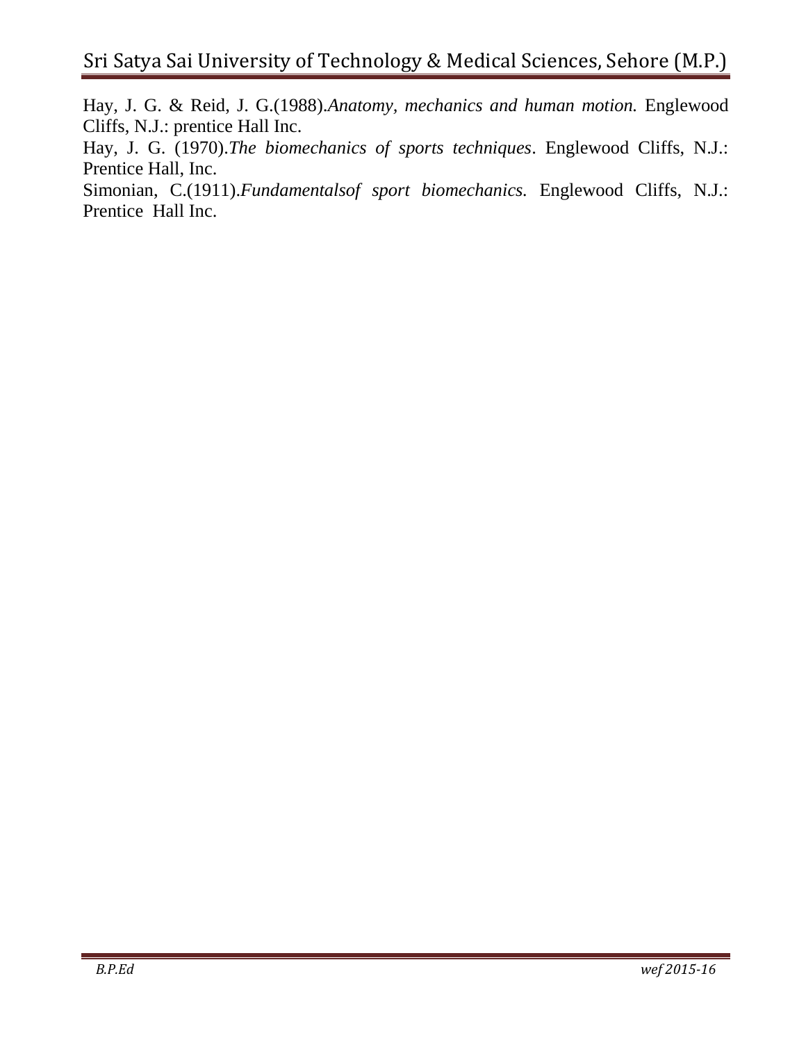Hay, J. G. & Reid, J. G.(1988).*Anatomy, mechanics and human motion.* Englewood Cliffs, N.J.: prentice Hall Inc.

Hay, J. G. (1970).*The biomechanics of sports techniques*. Englewood Cliffs, N.J.: Prentice Hall, Inc.

Simonian, C.(1911).*Fundamentalsof sport biomechanics.* Englewood Cliffs, N.J.: Prentice Hall Inc.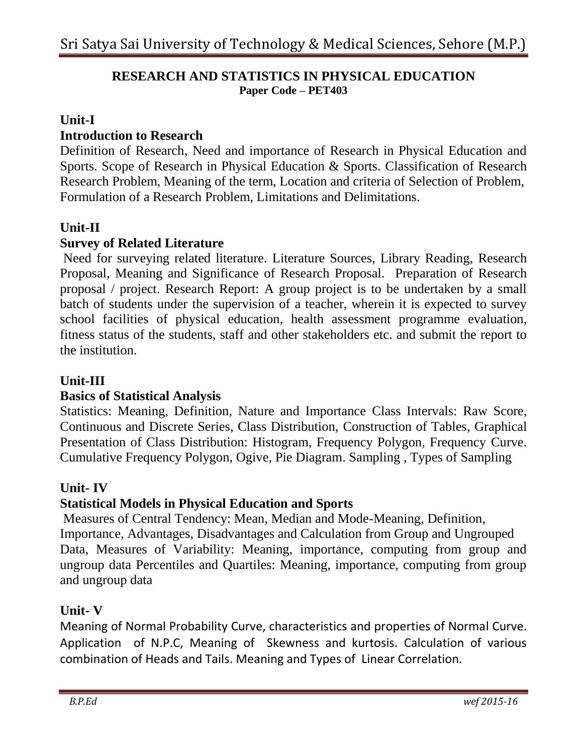## RESEARCH AND STATISTICS IN PHYSICAL EDUCATION

**Paper Code – PET403**

### Unit-I

### Introduction to Research

Definition of Research, Need and importance of Research in Physical Education and Sports. Scope of Research in Physical Education & Sports. Classification of Research Research Problem, Meaning of the term, Location and criteria of Selection of Problem, Formulation of a Research Problem, Limitations and Delimitations.

### Unit-II

### Survey of Related Literature

Need for surveying related literature. Literature Sources, Library Reading, Research Proposal, Meaning and Significance of Research Proposal. Preparation of Research proposal / project. Research Report: A group project is to be undertaken by a small batch of students under the supervision of a teacher, wherein it is expected to survey school facilities of physical education, health assessment programme evaluation, fitness status of the students, staff and other stakeholders etc. and submit the report to the institution.

### Unit-III

### Basics of Statistical Analysis

Statistics: Meaning, Definition, Nature and Importance Class Intervals: Raw Score, Continuous and Discrete Series, Class Distribution, Construction of Tables, Graphical Presentation of Class Distribution: Histogram, Frequency Polygon, Frequency Curve. Cumulative Frequency Polygon, Ogive, Pie Diagram. Sampling , Types of Sampling

### Unit- IV

### Statistical Models in Physical Education and Sports

Measures of Central Tendency: Mean, Median and Mode-Meaning, Definition, Importance, Advantages, Disadvantages and Calculation from Group and Ungrouped Data, Measures of Variability: Meaning, importance, computing from group and ungroup data Percentiles and Quartiles: Meaning, importance, computing from group and ungroup data

### Unit- V

Meaning of Normal Probability Curve, characteristics and properties of Normal Curve. Application of N.P.C, Meaning of Skewness and kurtosis. Calculation of various combination of Heads and Tails. Meaning and Types of Linear Correlation.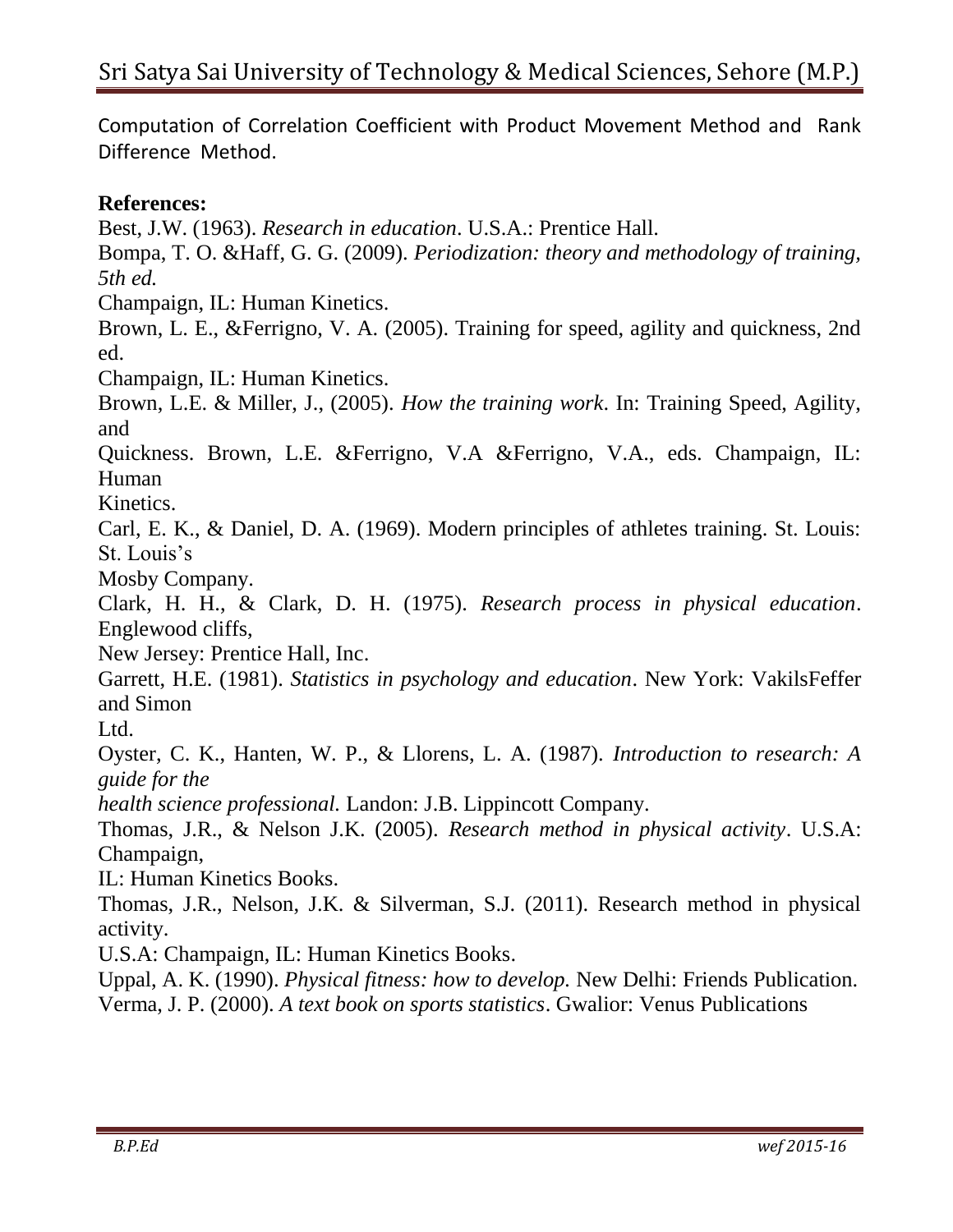Computation of Correlation Coefficient with Product Movement Method and Rank Difference Method.

**References:**

Best, J.W. (1963). *Research in education*. U.S.A.: Prentice Hall.

Bompa, T. O. &Haff, G. G. (2009). *Periodization: theory and methodology of training, 5th ed.* Champaign, IL: Human Kinetics.

Brown, L. E., &Ferrigno, V. A. (2005). Training for speed, agility and quickness, 2nd ed. Champaign, IL: Human Kinetics.

Brown, L.E. & Miller, J., (2005). *How the training work*. In: Training Speed, Agility, and Quickness. Brown, L.E. &Ferrigno, V.A &Ferrigno, V.A., eds. Champaign, IL: Human Kinetics.

Carl, E. K., & Daniel, D. A. (1969). Modern principles of athletes training. St. Louis: St. Louis's Mosby Company.

Clark, H. H., & Clark, D. H. (1975). *Research process in physical education*. Englewood cliffs, New Jersey: Prentice Hall, Inc.

Garrett, H.E. (1981). *Statistics in psychology and education*. New York: VakilsFeffer and Simon Ltd.

Oyster, C. K., Hanten, W. P., & Llorens, L. A. (1987). *Introduction to research: A guide for the health science professional.* Landon: J.B. Lippincott Company.

Thomas, J.R., & Nelson J.K. (2005). *Research method in physical activity*. U.S.A: Champaign, IL: Human Kinetics Books.

Thomas, J.R., Nelson, J.K. & Silverman, S.J. (2011). Research method in physical activity. U.S.A: Champaign, IL: Human Kinetics Books.

Uppal, A. K. (1990). *Physical fitness: how to develop.* New Delhi: Friends Publication.

Verma, J. P. (2000). *A text book on sports statistics*. Gwalior: Venus Publications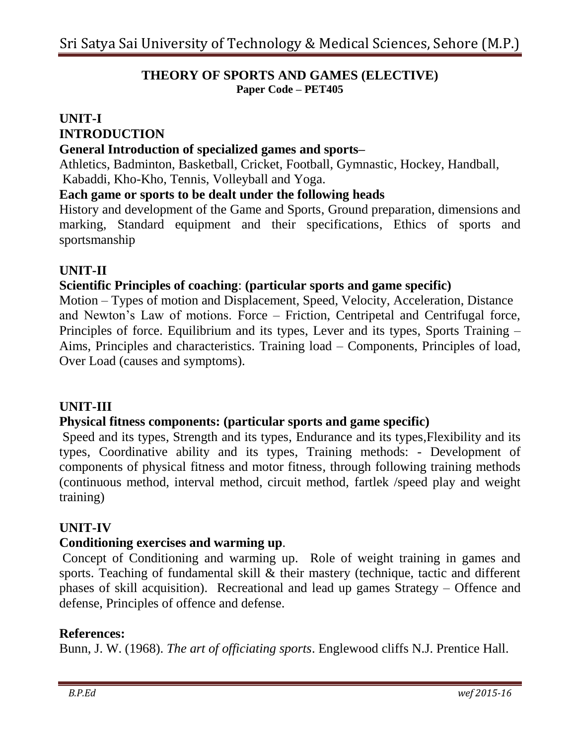## THEORY OF SPORTS AND GAMES (ELECTIVE)

**Paper Code – PET405**

### UNIT-I

### INTRODUCTION

**General Introduction of specialized games and sports–**

Athletics, Badminton, Basketball, Cricket, Football, Gymnastic, Hockey, Handball, Kabaddi, Kho-Kho, Tennis, Volleyball and Yoga.

**Each game or sports to be dealt under the following heads**

History and development of the Game and Sports, Ground preparation, dimensions and marking, Standard equipment and their specifications, Ethics of sports and sportsmanship

### UNIT-II

**Scientific Principles of coaching**: **(particular sports and game specific)**

Motion – Types of motion and Displacement, Speed, Velocity, Acceleration, Distance and Newton's Law of motions. Force – Friction, Centripetal and Centrifugal force, Principles of force. Equilibrium and its types, Lever and its types, Sports Training – Aims, Principles and characteristics. Training load – Components, Principles of load, Over Load (causes and symptoms).

### UNIT-III

**Physical fitness components: (particular sports and game specific)**

Speed and its types, Strength and its types, Endurance and its types,Flexibility and its types, Coordinative ability and its types, Training methods: - Development of components of physical fitness and motor fitness, through following training methods (continuous method, interval method, circuit method, fartlek /speed play and weight training)

### UNIT-IV

**Conditioning exercises and warming up**.

Concept of Conditioning and warming up. Role of weight training in games and sports. Teaching of fundamental skill & their mastery (technique, tactic and different phases of skill acquisition). Recreational and lead up games Strategy – Offence and defense, Principles of offence and defense.

### References:

Bunn, J. W. (1968). *The art of officiating sports*. Englewood cliffs N.J. Prentice Hall.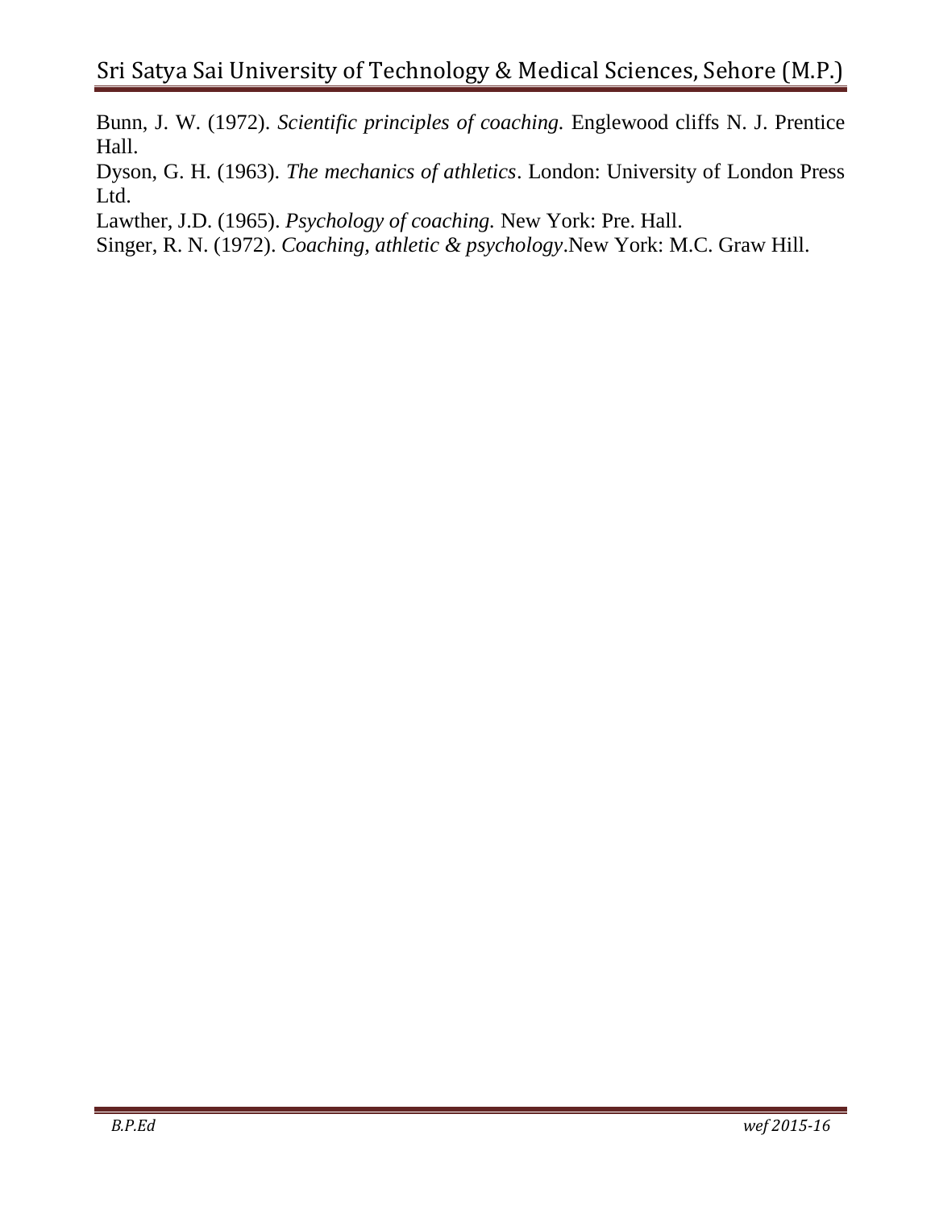Bunn, J. W. (1972). *Scientific principles of coaching.* Englewood cliffs N. J. Prentice Hall.

Dyson, G. H. (1963). *The mechanics of athletics*. London: University of London Press Ltd.

Lawther, J.D. (1965). *Psychology of coaching.* New York: Pre. Hall.

Singer, R. N. (1972). *Coaching, athletic & psychology*.New York: M.C. Graw Hill.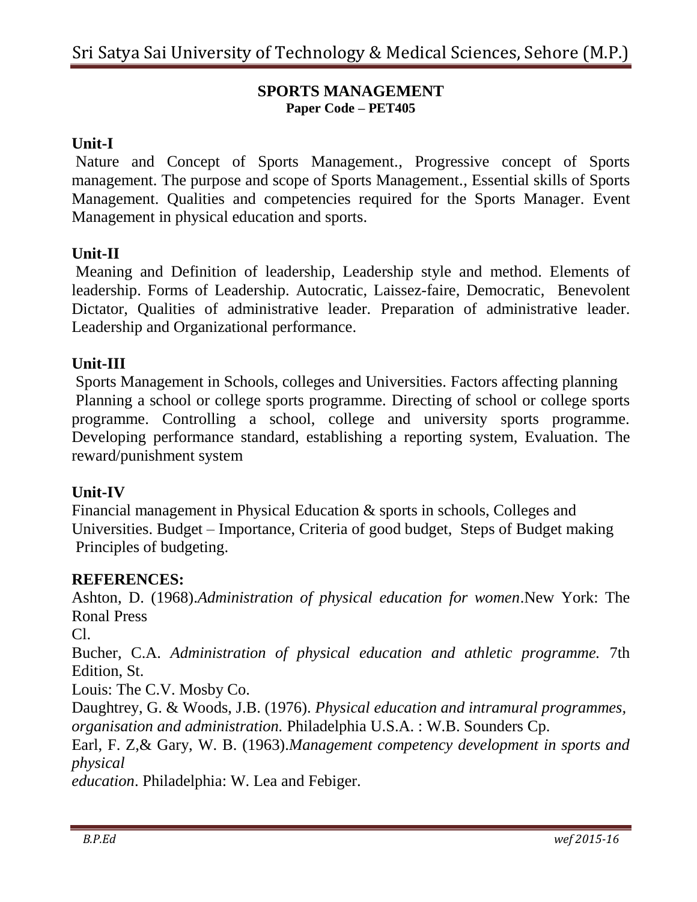# SPORTS MANAGEMENT

**Paper Code – PET405**

## Unit-I

Nature and Concept of Sports Management., Progressive concept of Sports management. The purpose and scope of Sports Management., Essential skills of Sports Management. Qualities and competencies required for the Sports Manager. Event Management in physical education and sports.

## Unit-II

Meaning and Definition of leadership, Leadership style and method. Elements of leadership. Forms of Leadership. Autocratic, Laissez-faire, Democratic, Benevolent Dictator, Qualities of administrative leader. Preparation of administrative leader. Leadership and Organizational performance.

## Unit-III

Sports Management in Schools, colleges and Universities. Factors affecting planning
Planning a school or college sports programme. Directing of school or college sports programme. Controlling a school, college and university sports programme. Developing performance standard, establishing a reporting system, Evaluation. The reward/punishment system

## Unit-IV

Financial management in Physical Education & sports in schools, Colleges and Universities. Budget – Importance, Criteria of good budget, Steps of Budget making
Principles of budgeting.

## REFERENCES:

Ashton, D. (1968).*Administration of physical education for women*.New York: The Ronal Press
Cl.

Bucher, C.A. *Administration of physical education and athletic programme.* 7th Edition, St.
Louis: The C.V. Mosby Co.

Daughtrey, G. & Woods, J.B. (1976). *Physical education and intramural programmes, organisation and administration.* Philadelphia U.S.A. : W.B. Sounders Cp.

Earl, F. Z,& Gary, W. B. (1963).*Management competency development in sports and physical education*. Philadelphia: W. Lea and Febiger.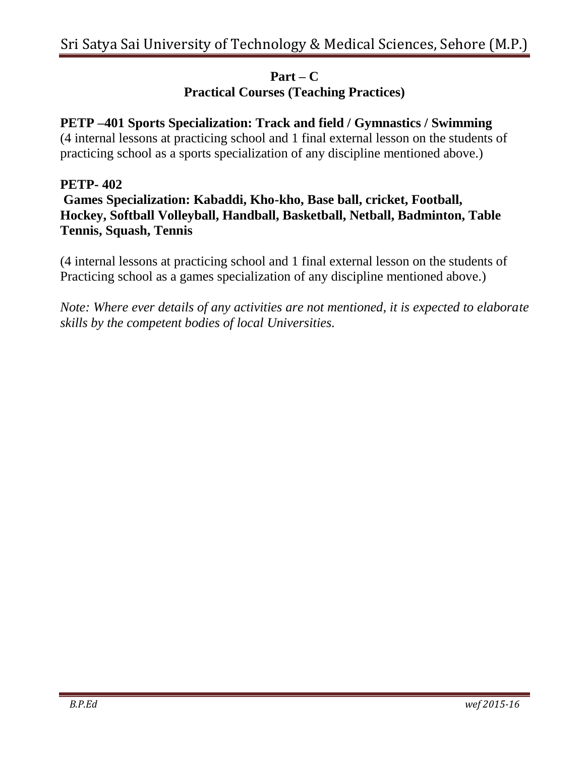## Part – C
## Practical Courses (Teaching Practices)

**PETP –401 Sports Specialization: Track and field / Gymnastics / Swimming**
(4 internal lessons at practicing school and 1 final external lesson on the students of practicing school as a sports specialization of any discipline mentioned above.)

**PETP- 402**
**Games Specialization: Kabaddi, Kho-kho, Base ball, cricket, Football, Hockey, Softball Volleyball, Handball, Basketball, Netball, Badminton, Table Tennis, Squash, Tennis**

(4 internal lessons at practicing school and 1 final external lesson on the students of Practicing school as a games specialization of any discipline mentioned above.)

*Note: Where ever details of any activities are not mentioned, it is expected to elaborate skills by the competent bodies of local Universities.*